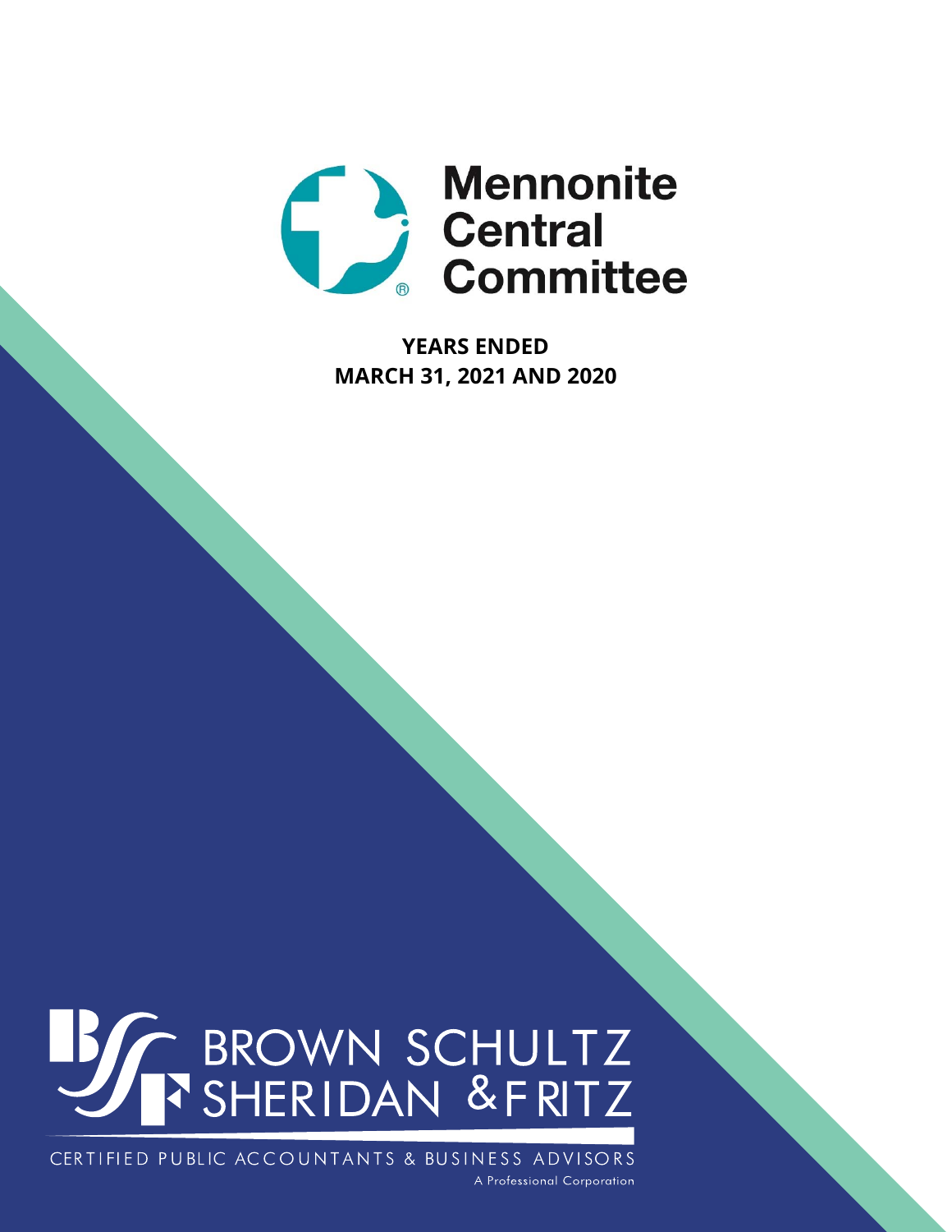# Mennonite Central Committee

**YEARS ENDED**
**MARCH 31, 2021 AND 2020**

BROWN SCHULTZ SHERIDAN & FRITZ

CERTIFIED PUBLIC ACCOUNTANTS & BUSINESS ADVISORS

A Professional Corporation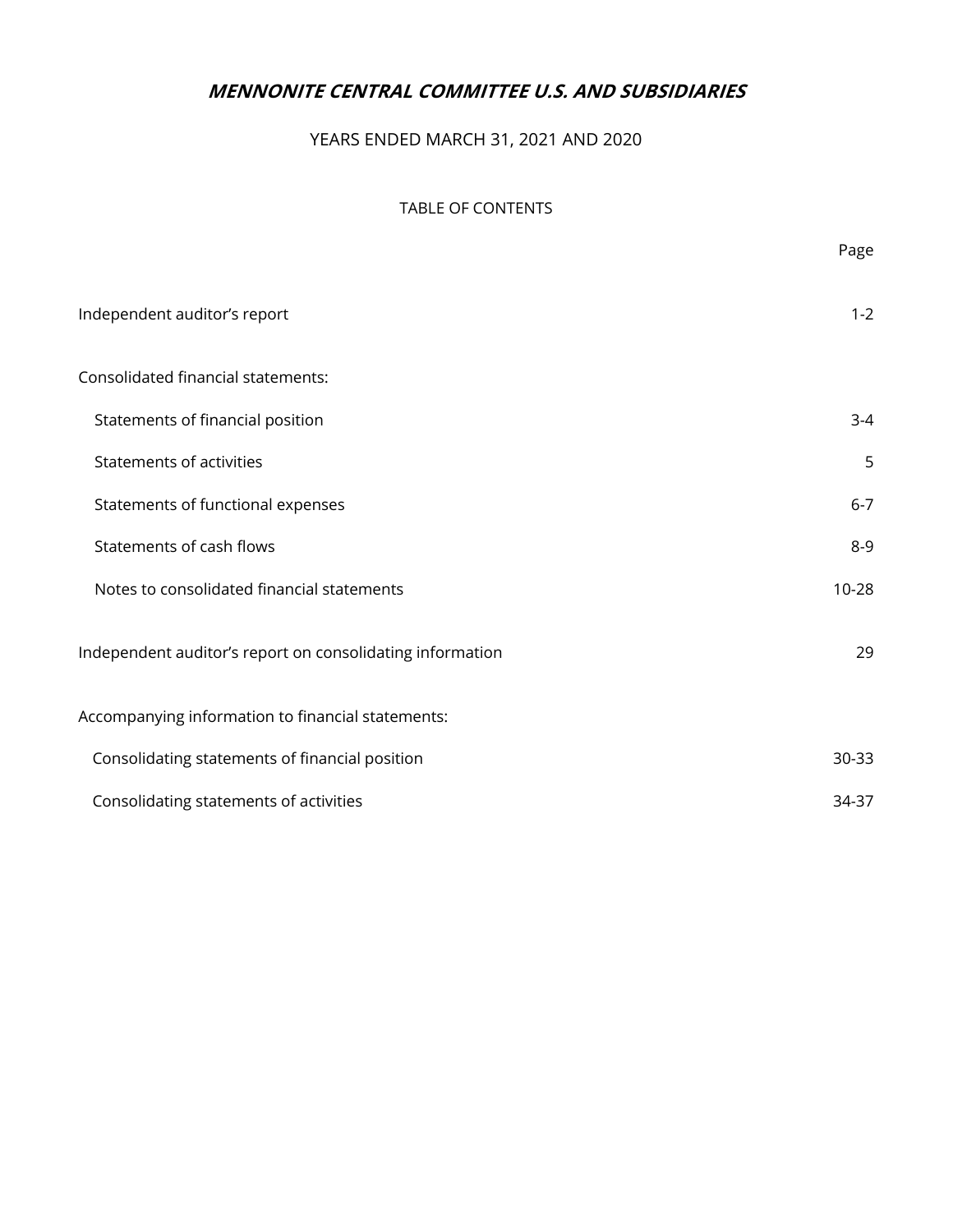# *MENNONITE CENTRAL COMMITTEE U.S. AND SUBSIDIARIES*

YEARS ENDED MARCH 31, 2021 AND 2020

TABLE OF CONTENTS

| | Page |
|---|---|
| Independent auditor's report | 1-2 |
| Consolidated financial statements: | |
| Statements of financial position | 3-4 |
| Statements of activities | 5 |
| Statements of functional expenses | 6-7 |
| Statements of cash flows | 8-9 |
| Notes to consolidated financial statements | 10-28 |
| Independent auditor's report on consolidating information | 29 |
| Accompanying information to financial statements: | |
| Consolidating statements of financial position | 30-33 |
| Consolidating statements of activities | 34-37 |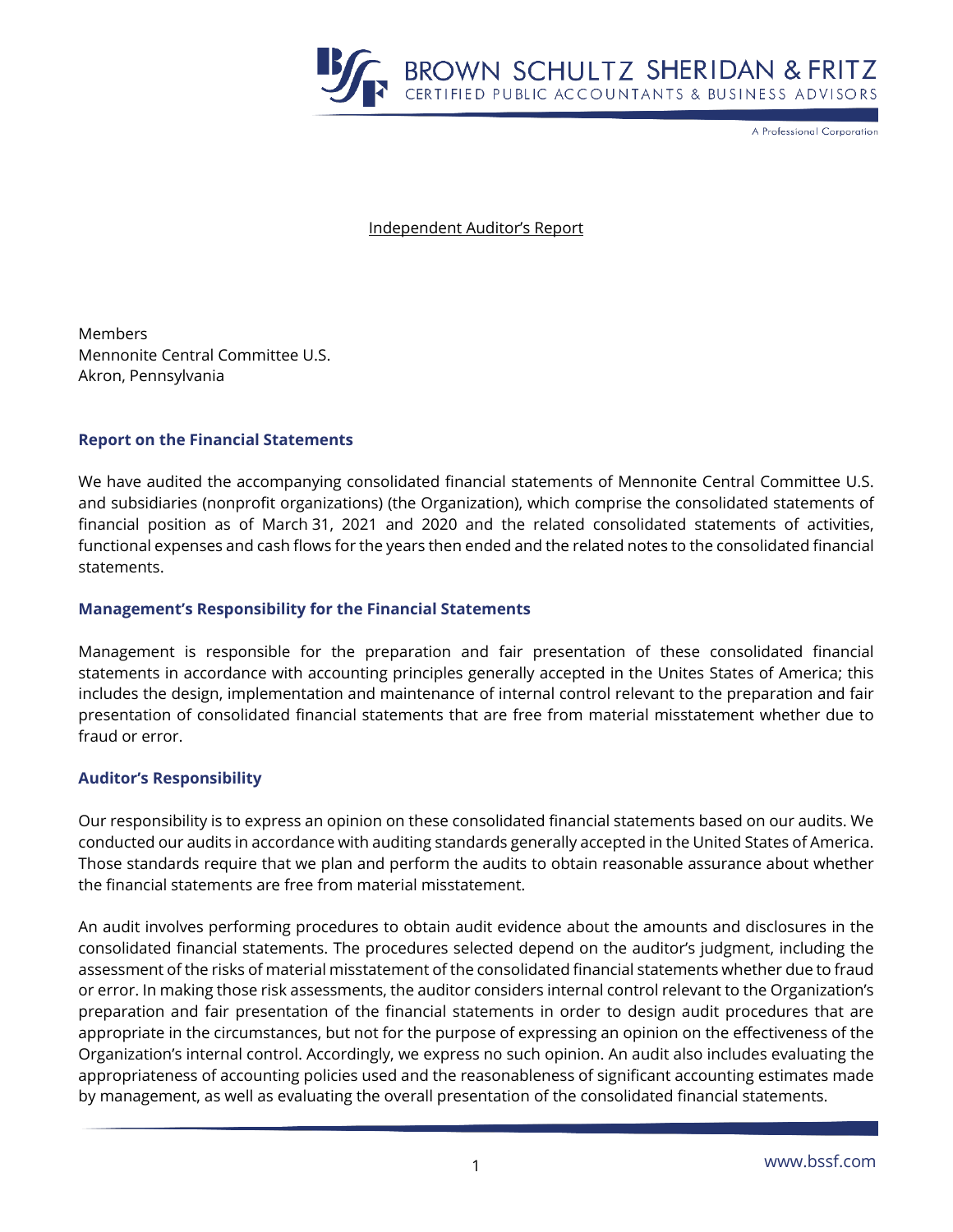Independent Auditor's Report

Members
Mennonite Central Committee U.S.
Akron, Pennsylvania

## Report on the Financial Statements

We have audited the accompanying consolidated financial statements of Mennonite Central Committee U.S. and subsidiaries (nonprofit organizations) (the Organization), which comprise the consolidated statements of financial position as of March 31, 2021 and 2020 and the related consolidated statements of activities, functional expenses and cash flows for the years then ended and the related notes to the consolidated financial statements.

## Management's Responsibility for the Financial Statements

Management is responsible for the preparation and fair presentation of these consolidated financial statements in accordance with accounting principles generally accepted in the Unites States of America; this includes the design, implementation and maintenance of internal control relevant to the preparation and fair presentation of consolidated financial statements that are free from material misstatement whether due to fraud or error.

## Auditor's Responsibility

Our responsibility is to express an opinion on these consolidated financial statements based on our audits. We conducted our audits in accordance with auditing standards generally accepted in the United States of America. Those standards require that we plan and perform the audits to obtain reasonable assurance about whether the financial statements are free from material misstatement.

An audit involves performing procedures to obtain audit evidence about the amounts and disclosures in the consolidated financial statements. The procedures selected depend on the auditor's judgment, including the assessment of the risks of material misstatement of the consolidated financial statements whether due to fraud or error. In making those risk assessments, the auditor considers internal control relevant to the Organization's preparation and fair presentation of the financial statements in order to design audit procedures that are appropriate in the circumstances, but not for the purpose of expressing an opinion on the effectiveness of the Organization's internal control. Accordingly, we express no such opinion. An audit also includes evaluating the appropriateness of accounting policies used and the reasonableness of significant accounting estimates made by management, as well as evaluating the overall presentation of the consolidated financial statements.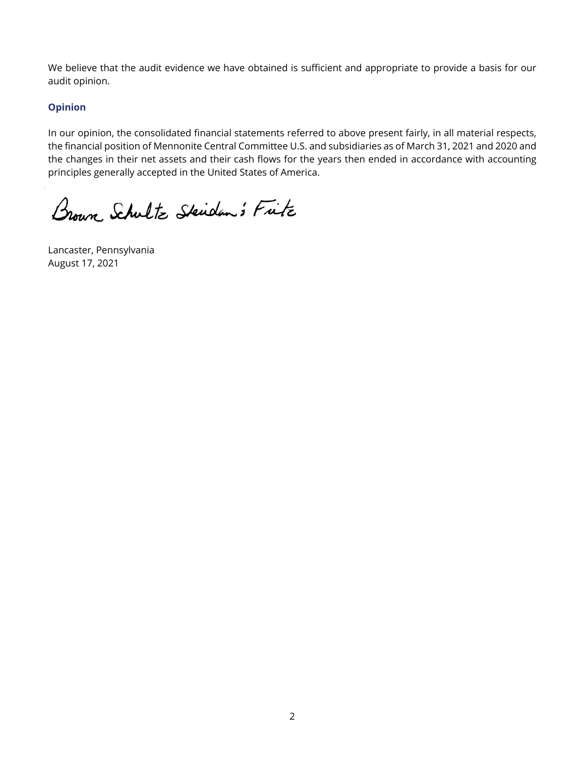We believe that the audit evidence we have obtained is sufficient and appropriate to provide a basis for our audit opinion.

**Opinion**

In our opinion, the consolidated financial statements referred to above present fairly, in all material respects, the financial position of Mennonite Central Committee U.S. and subsidiaries as of March 31, 2021 and 2020 and the changes in their net assets and their cash flows for the years then ended in accordance with accounting principles generally accepted in the United States of America.

Brown Schultz Sheridan & Fritz

Lancaster, Pennsylvania
August 17, 2021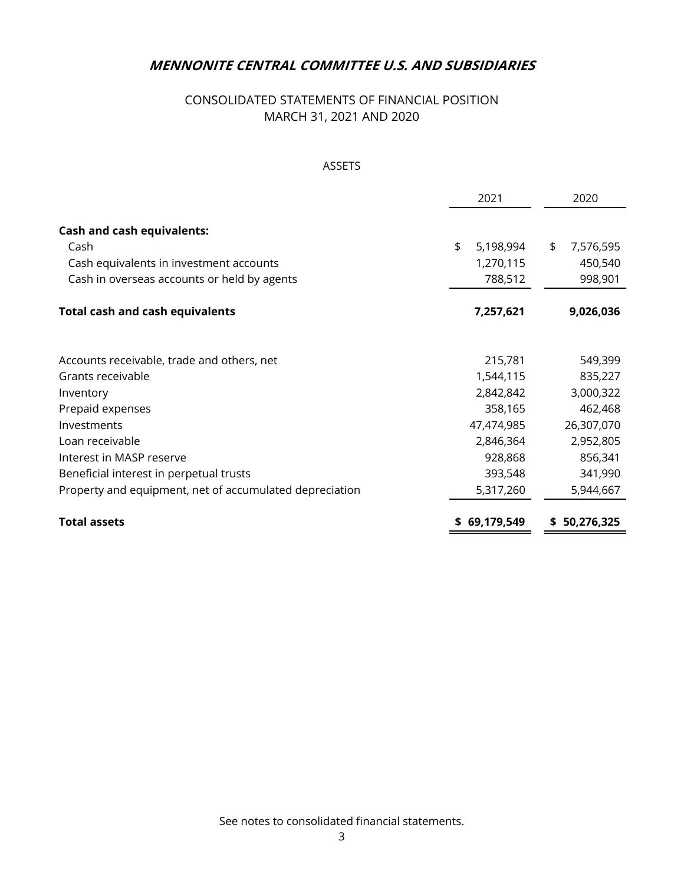# MENNONITE CENTRAL COMMITTEE U.S. AND SUBSIDIARIES

## CONSOLIDATED STATEMENTS OF FINANCIAL POSITION
## MARCH 31, 2021 AND 2020

### ASSETS

| | 2021 | 2020 |
|---|---|---|
| **Cash and cash equivalents:** | | |
| Cash | $ 5,198,994 | $ 7,576,595 |
| Cash equivalents in investment accounts | 1,270,115 | 450,540 |
| Cash in overseas accounts or held by agents | 788,512 | 998,901 |
| **Total cash and cash equivalents** | **7,257,621** | **9,026,036** |
| Accounts receivable, trade and others, net | 215,781 | 549,399 |
| Grants receivable | 1,544,115 | 835,227 |
| Inventory | 2,842,842 | 3,000,322 |
| Prepaid expenses | 358,165 | 462,468 |
| Investments | 47,474,985 | 26,307,070 |
| Loan receivable | 2,846,364 | 2,952,805 |
| Interest in MASP reserve | 928,868 | 856,341 |
| Beneficial interest in perpetual trusts | 393,548 | 341,990 |
| Property and equipment, net of accumulated depreciation | 5,317,260 | 5,944,667 |
| **Total assets** | **$ 69,179,549** | **$ 50,276,325** |

See notes to consolidated financial statements.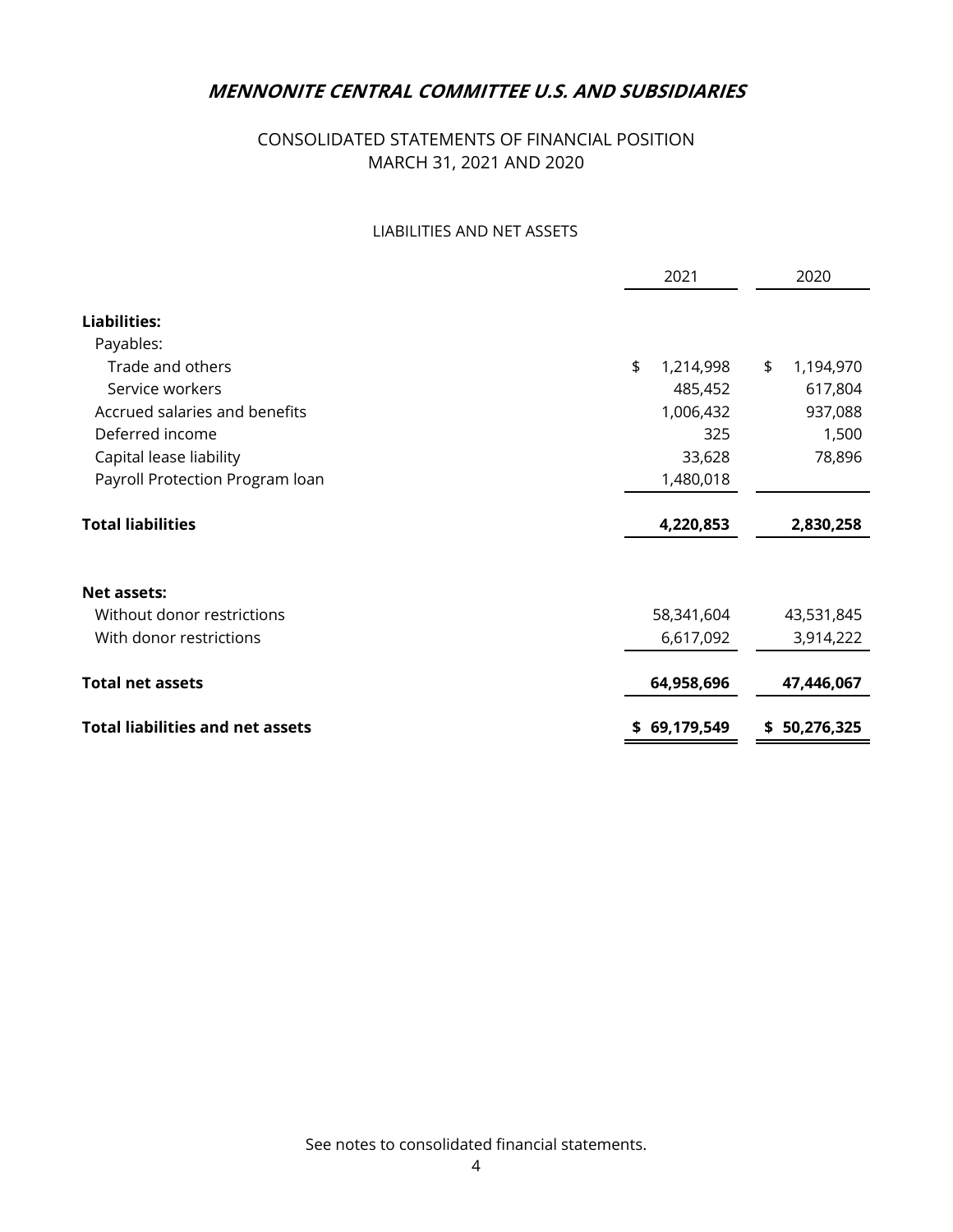## *MENNONITE CENTRAL COMMITTEE U.S. AND SUBSIDIARIES*

CONSOLIDATED STATEMENTS OF FINANCIAL POSITION
MARCH 31, 2021 AND 2020

LIABILITIES AND NET ASSETS

| | 2021 | 2020 |
|---|---|---|
| **Liabilities:** | | |
| Payables: | | |
| Trade and others | $ 1,214,998 | $ 1,194,970 |
| Service workers | 485,452 | 617,804 |
| Accrued salaries and benefits | 1,006,432 | 937,088 |
| Deferred income | 325 | 1,500 |
| Capital lease liability | 33,628 | 78,896 |
| Payroll Protection Program loan | 1,480,018 | |
| **Total liabilities** | **4,220,853** | **2,830,258** |
| **Net assets:** | | |
| Without donor restrictions | 58,341,604 | 43,531,845 |
| With donor restrictions | 6,617,092 | 3,914,222 |
| **Total net assets** | **64,958,696** | **47,446,067** |
| **Total liabilities and net assets** | **$ 69,179,549** | **$ 50,276,325** |

See notes to consolidated financial statements.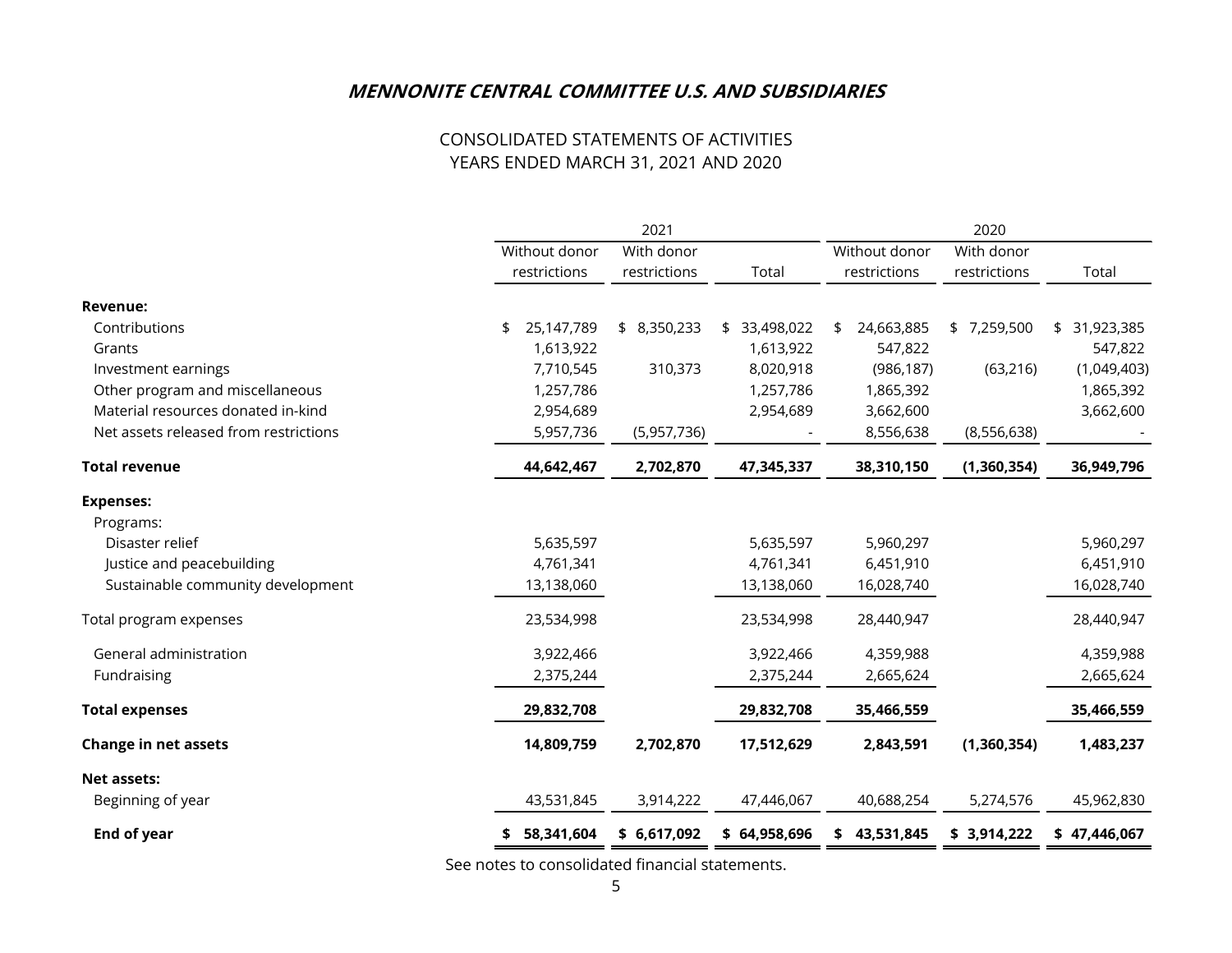# *MENNONITE CENTRAL COMMITTEE U.S. AND SUBSIDIARIES*

## CONSOLIDATED STATEMENTS OF ACTIVITIES
## YEARS ENDED MARCH 31, 2021 AND 2020

| | 2021 | | | 2020 | | |
|---|---|---|---|---|---|---|
| | Without donor restrictions | With donor restrictions | Total | Without donor restrictions | With donor restrictions | Total |
| **Revenue:** | | | | | | |
| Contributions | $ 25,147,789 | $ 8,350,233 | $ 33,498,022 | $ 24,663,885 | $ 7,259,500 | $ 31,923,385 |
| Grants | 1,613,922 | | 1,613,922 | 547,822 | | 547,822 |
| Investment earnings | 7,710,545 | 310,373 | 8,020,918 | (986,187) | (63,216) | (1,049,403) |
| Other program and miscellaneous | 1,257,786 | | 1,257,786 | 1,865,392 | | 1,865,392 |
| Material resources donated in-kind | 2,954,689 | | 2,954,689 | 3,662,600 | | 3,662,600 |
| Net assets released from restrictions | 5,957,736 | (5,957,736) | - | 8,556,638 | (8,556,638) | - |
| **Total revenue** | **44,642,467** | **2,702,870** | **47,345,337** | **38,310,150** | **(1,360,354)** | **36,949,796** |
| **Expenses:** | | | | | | |
| Programs: | | | | | | |
| Disaster relief | 5,635,597 | | 5,635,597 | 5,960,297 | | 5,960,297 |
| Justice and peacebuilding | 4,761,341 | | 4,761,341 | 6,451,910 | | 6,451,910 |
| Sustainable community development | 13,138,060 | | 13,138,060 | 16,028,740 | | 16,028,740 |
| Total program expenses | 23,534,998 | | 23,534,998 | 28,440,947 | | 28,440,947 |
| General administration | 3,922,466 | | 3,922,466 | 4,359,988 | | 4,359,988 |
| Fundraising | 2,375,244 | | 2,375,244 | 2,665,624 | | 2,665,624 |
| **Total expenses** | **29,832,708** | | **29,832,708** | **35,466,559** | | **35,466,559** |
| **Change in net assets** | **14,809,759** | **2,702,870** | **17,512,629** | **2,843,591** | **(1,360,354)** | **1,483,237** |
| **Net assets:** | | | | | | |
| Beginning of year | 43,531,845 | 3,914,222 | 47,446,067 | 40,688,254 | 5,274,576 | 45,962,830 |
| **End of year** | **$ 58,341,604** | **$ 6,617,092** | **$ 64,958,696** | **$ 43,531,845** | **$ 3,914,222** | **$ 47,446,067** |

See notes to consolidated financial statements.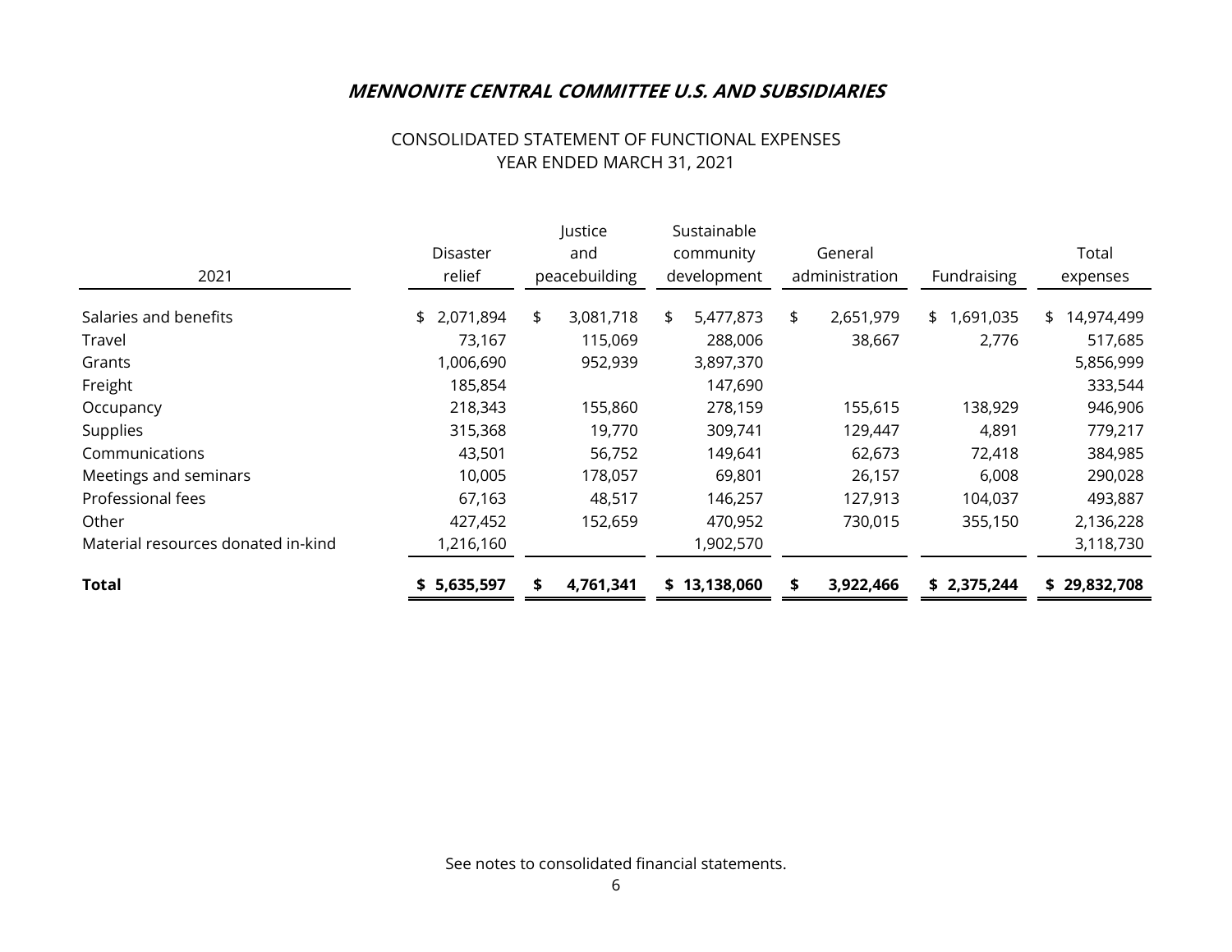# *MENNONITE CENTRAL COMMITTEE U.S. AND SUBSIDIARIES*

CONSOLIDATED STATEMENT OF FUNCTIONAL EXPENSES
YEAR ENDED MARCH 31, 2021

| 2021 | Disaster relief | Justice and peacebuilding | Sustainable community development | General administration | Fundraising | Total expenses |
|---|---|---|---|---|---|---|
| Salaries and benefits | $ 2,071,894 | $ 3,081,718 | $ 5,477,873 | $ 2,651,979 | $ 1,691,035 | $ 14,974,499 |
| Travel | 73,167 | 115,069 | 288,006 | 38,667 | 2,776 | 517,685 |
| Grants | 1,006,690 | 952,939 | 3,897,370 | | | 5,856,999 |
| Freight | 185,854 | | 147,690 | | | 333,544 |
| Occupancy | 218,343 | 155,860 | 278,159 | 155,615 | 138,929 | 946,906 |
| Supplies | 315,368 | 19,770 | 309,741 | 129,447 | 4,891 | 779,217 |
| Communications | 43,501 | 56,752 | 149,641 | 62,673 | 72,418 | 384,985 |
| Meetings and seminars | 10,005 | 178,057 | 69,801 | 26,157 | 6,008 | 290,028 |
| Professional fees | 67,163 | 48,517 | 146,257 | 127,913 | 104,037 | 493,887 |
| Other | 427,452 | 152,659 | 470,952 | 730,015 | 355,150 | 2,136,228 |
| Material resources donated in-kind | 1,216,160 | | 1,902,570 | | | 3,118,730 |
| **Total** | **$ 5,635,597** | **$ 4,761,341** | **$ 13,138,060** | **$ 3,922,466** | **$ 2,375,244** | **$ 29,832,708** |

See notes to consolidated financial statements.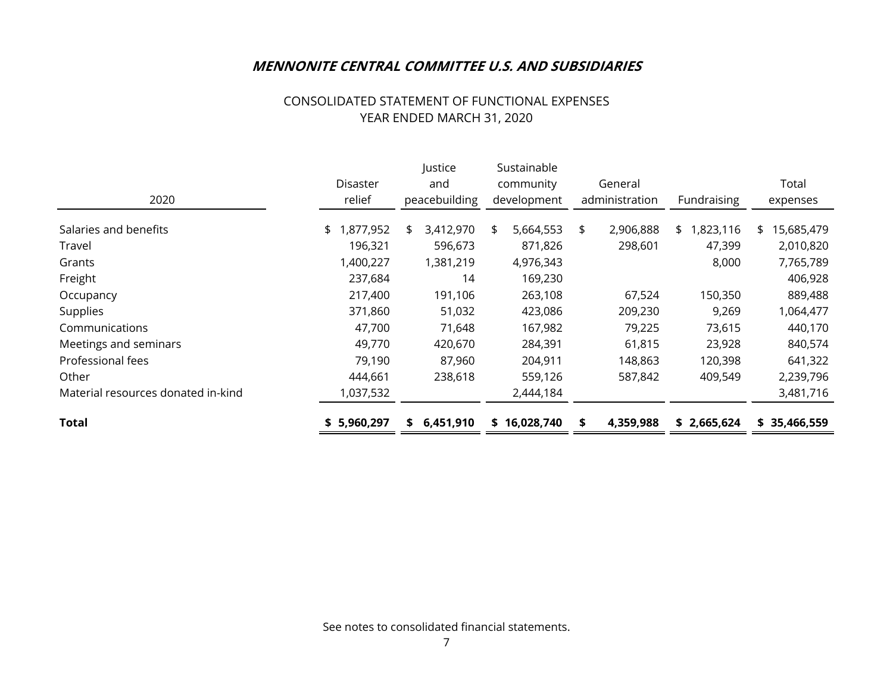## *MENNONITE CENTRAL COMMITTEE U.S. AND SUBSIDIARIES*

CONSOLIDATED STATEMENT OF FUNCTIONAL EXPENSES
YEAR ENDED MARCH 31, 2020

| 2020 | Disaster relief | Justice and peacebuilding | Sustainable community development | General administration | Fundraising | Total expenses |
|---|---|---|---|---|---|---|
| Salaries and benefits | $ 1,877,952 | $ 3,412,970 | $ 5,664,553 | $ 2,906,888 | $ 1,823,116 | $ 15,685,479 |
| Travel | 196,321 | 596,673 | 871,826 | 298,601 | 47,399 | 2,010,820 |
| Grants | 1,400,227 | 1,381,219 | 4,976,343 | | 8,000 | 7,765,789 |
| Freight | 237,684 | 14 | 169,230 | | | 406,928 |
| Occupancy | 217,400 | 191,106 | 263,108 | 67,524 | 150,350 | 889,488 |
| Supplies | 371,860 | 51,032 | 423,086 | 209,230 | 9,269 | 1,064,477 |
| Communications | 47,700 | 71,648 | 167,982 | 79,225 | 73,615 | 440,170 |
| Meetings and seminars | 49,770 | 420,670 | 284,391 | 61,815 | 23,928 | 840,574 |
| Professional fees | 79,190 | 87,960 | 204,911 | 148,863 | 120,398 | 641,322 |
| Other | 444,661 | 238,618 | 559,126 | 587,842 | 409,549 | 2,239,796 |
| Material resources donated in-kind | 1,037,532 | | 2,444,184 | | | 3,481,716 |
| **Total** | **$ 5,960,297** | **$ 6,451,910** | **$ 16,028,740** | **$ 4,359,988** | **$ 2,665,624** | **$ 35,466,559** |

See notes to consolidated financial statements.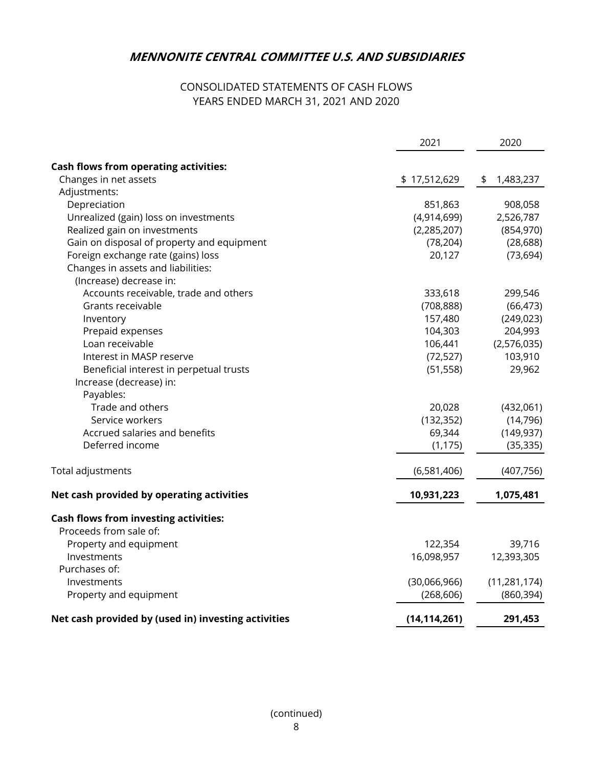# MENNONITE CENTRAL COMMITTEE U.S. AND SUBSIDIARIES

## CONSOLIDATED STATEMENTS OF CASH FLOWS
## YEARS ENDED MARCH 31, 2021 AND 2020

| | 2021 | 2020 |
|---|---|---|
| **Cash flows from operating activities:** | | |
| Changes in net assets | $ 17,512,629 | $ 1,483,237 |
| Adjustments: | | |
| Depreciation | 851,863 | 908,058 |
| Unrealized (gain) loss on investments | (4,914,699) | 2,526,787 |
| Realized gain on investments | (2,285,207) | (854,970) |
| Gain on disposal of property and equipment | (78,204) | (28,688) |
| Foreign exchange rate (gains) loss | 20,127 | (73,694) |
| Changes in assets and liabilities: | | |
| (Increase) decrease in: | | |
| Accounts receivable, trade and others | 333,618 | 299,546 |
| Grants receivable | (708,888) | (66,473) |
| Inventory | 157,480 | (249,023) |
| Prepaid expenses | 104,303 | 204,993 |
| Loan receivable | 106,441 | (2,576,035) |
| Interest in MASP reserve | (72,527) | 103,910 |
| Beneficial interest in perpetual trusts | (51,558) | 29,962 |
| Increase (decrease) in: | | |
| Payables: | | |
| Trade and others | 20,028 | (432,061) |
| Service workers | (132,352) | (14,796) |
| Accrued salaries and benefits | 69,344 | (149,937) |
| Deferred income | (1,175) | (35,335) |
| Total adjustments | (6,581,406) | (407,756) |
| **Net cash provided by operating activities** | **10,931,223** | **1,075,481** |
| **Cash flows from investing activities:** | | |
| Proceeds from sale of: | | |
| Property and equipment | 122,354 | 39,716 |
| Investments | 16,098,957 | 12,393,305 |
| Purchases of: | | |
| Investments | (30,066,966) | (11,281,174) |
| Property and equipment | (268,606) | (860,394) |
| **Net cash provided by (used in) investing activities** | **(14,114,261)** | **291,453** |

(continued)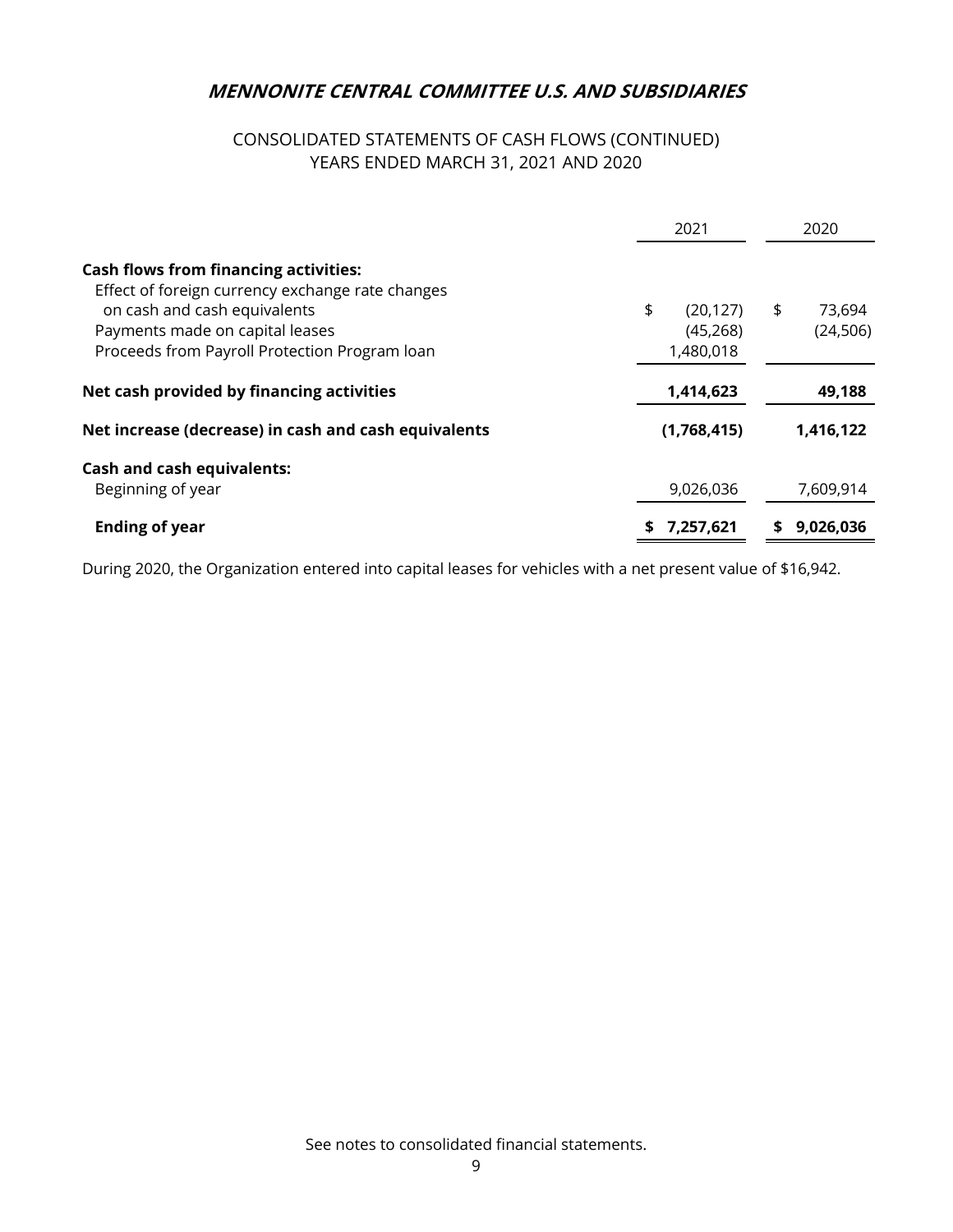# MENNONITE CENTRAL COMMITTEE U.S. AND SUBSIDIARIES

## CONSOLIDATED STATEMENTS OF CASH FLOWS (CONTINUED)
## YEARS ENDED MARCH 31, 2021 AND 2020

| | 2021 | 2020 |
|---|---|---|
| **Cash flows from financing activities:** | | |
| Effect of foreign currency exchange rate changes on cash and cash equivalents | $ (20,127) | $ 73,694 |
| Payments made on capital leases | (45,268) | (24,506) |
| Proceeds from Payroll Protection Program loan | 1,480,018 | |
| **Net cash provided by financing activities** | **1,414,623** | **49,188** |
| **Net increase (decrease) in cash and cash equivalents** | **(1,768,415)** | **1,416,122** |
| **Cash and cash equivalents:** | | |
| Beginning of year | 9,026,036 | 7,609,914 |
| **Ending of year** | **$ 7,257,621** | **$ 9,026,036** |

During 2020, the Organization entered into capital leases for vehicles with a net present value of $16,942.

See notes to consolidated financial statements.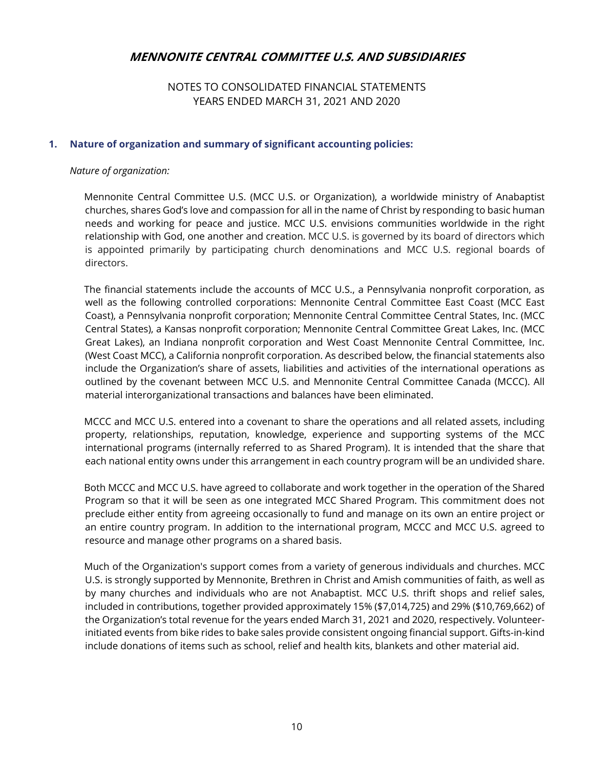# MENNONITE CENTRAL COMMITTEE U.S. AND SUBSIDIARIES

NOTES TO CONSOLIDATED FINANCIAL STATEMENTS
YEARS ENDED MARCH 31, 2021 AND 2020

## 1. Nature of organization and summary of significant accounting policies:

*Nature of organization:*

Mennonite Central Committee U.S. (MCC U.S. or Organization), a worldwide ministry of Anabaptist churches, shares God's love and compassion for all in the name of Christ by responding to basic human needs and working for peace and justice. MCC U.S. envisions communities worldwide in the right relationship with God, one another and creation. MCC U.S. is governed by its board of directors which is appointed primarily by participating church denominations and MCC U.S. regional boards of directors.

The financial statements include the accounts of MCC U.S., a Pennsylvania nonprofit corporation, as well as the following controlled corporations: Mennonite Central Committee East Coast (MCC East Coast), a Pennsylvania nonprofit corporation; Mennonite Central Committee Central States, Inc. (MCC Central States), a Kansas nonprofit corporation; Mennonite Central Committee Great Lakes, Inc. (MCC Great Lakes), an Indiana nonprofit corporation and West Coast Mennonite Central Committee, Inc. (West Coast MCC), a California nonprofit corporation. As described below, the financial statements also include the Organization's share of assets, liabilities and activities of the international operations as outlined by the covenant between MCC U.S. and Mennonite Central Committee Canada (MCCC). All material interorganizational transactions and balances have been eliminated.

MCCC and MCC U.S. entered into a covenant to share the operations and all related assets, including property, relationships, reputation, knowledge, experience and supporting systems of the MCC international programs (internally referred to as Shared Program). It is intended that the share that each national entity owns under this arrangement in each country program will be an undivided share.

Both MCCC and MCC U.S. have agreed to collaborate and work together in the operation of the Shared Program so that it will be seen as one integrated MCC Shared Program. This commitment does not preclude either entity from agreeing occasionally to fund and manage on its own an entire project or an entire country program. In addition to the international program, MCCC and MCC U.S. agreed to resource and manage other programs on a shared basis.

Much of the Organization's support comes from a variety of generous individuals and churches. MCC U.S. is strongly supported by Mennonite, Brethren in Christ and Amish communities of faith, as well as by many churches and individuals who are not Anabaptist. MCC U.S. thrift shops and relief sales, included in contributions, together provided approximately 15% ($7,014,725) and 29% ($10,769,662) of the Organization's total revenue for the years ended March 31, 2021 and 2020, respectively. Volunteer-initiated events from bike rides to bake sales provide consistent ongoing financial support. Gifts-in-kind include donations of items such as school, relief and health kits, blankets and other material aid.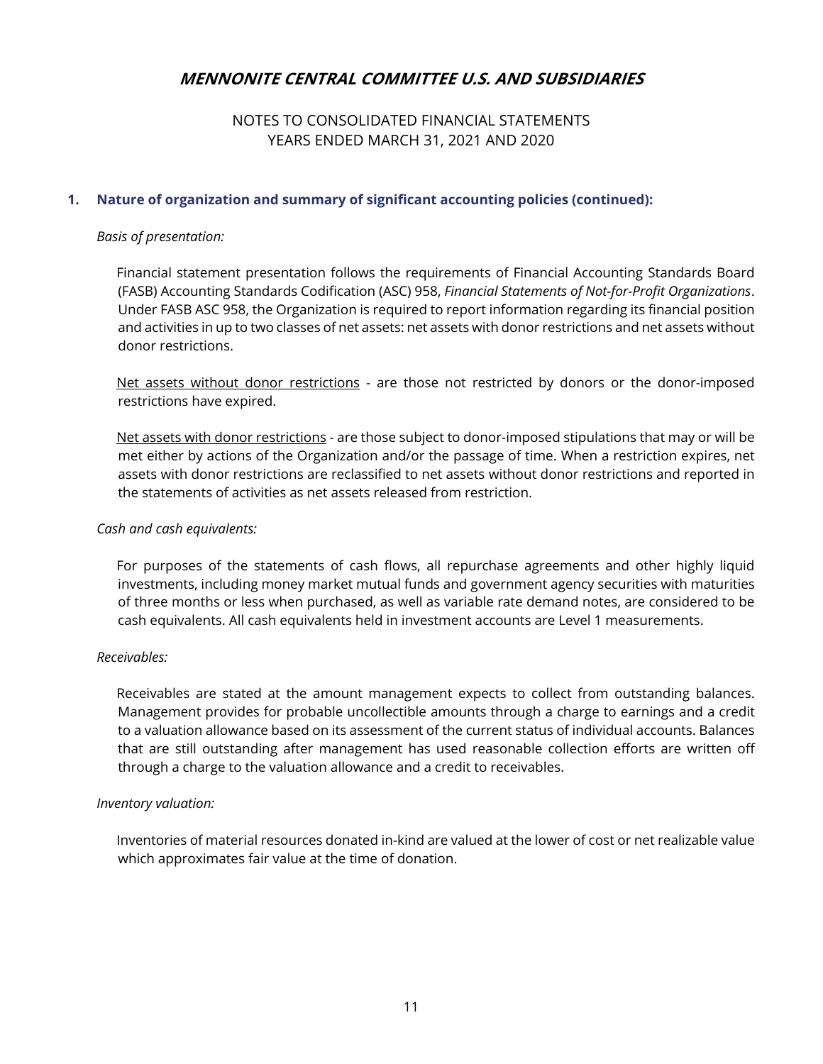## 1. Nature of organization and summary of significant accounting policies (continued):

*Basis of presentation:*

Financial statement presentation follows the requirements of Financial Accounting Standards Board (FASB) Accounting Standards Codification (ASC) 958, *Financial Statements of Not-for-Profit Organizations*. Under FASB ASC 958, the Organization is required to report information regarding its financial position and activities in up to two classes of net assets: net assets with donor restrictions and net assets without donor restrictions.

<u>Net assets without donor restrictions</u> - are those not restricted by donors or the donor-imposed restrictions have expired.

<u>Net assets with donor restrictions</u> - are those subject to donor-imposed stipulations that may or will be met either by actions of the Organization and/or the passage of time. When a restriction expires, net assets with donor restrictions are reclassified to net assets without donor restrictions and reported in the statements of activities as net assets released from restriction.

*Cash and cash equivalents:*

For purposes of the statements of cash flows, all repurchase agreements and other highly liquid investments, including money market mutual funds and government agency securities with maturities of three months or less when purchased, as well as variable rate demand notes, are considered to be cash equivalents. All cash equivalents held in investment accounts are Level 1 measurements.

*Receivables:*

Receivables are stated at the amount management expects to collect from outstanding balances. Management provides for probable uncollectible amounts through a charge to earnings and a credit to a valuation allowance based on its assessment of the current status of individual accounts. Balances that are still outstanding after management has used reasonable collection efforts are written off through a charge to the valuation allowance and a credit to receivables.

*Inventory valuation:*

Inventories of material resources donated in-kind are valued at the lower of cost or net realizable value which approximates fair value at the time of donation.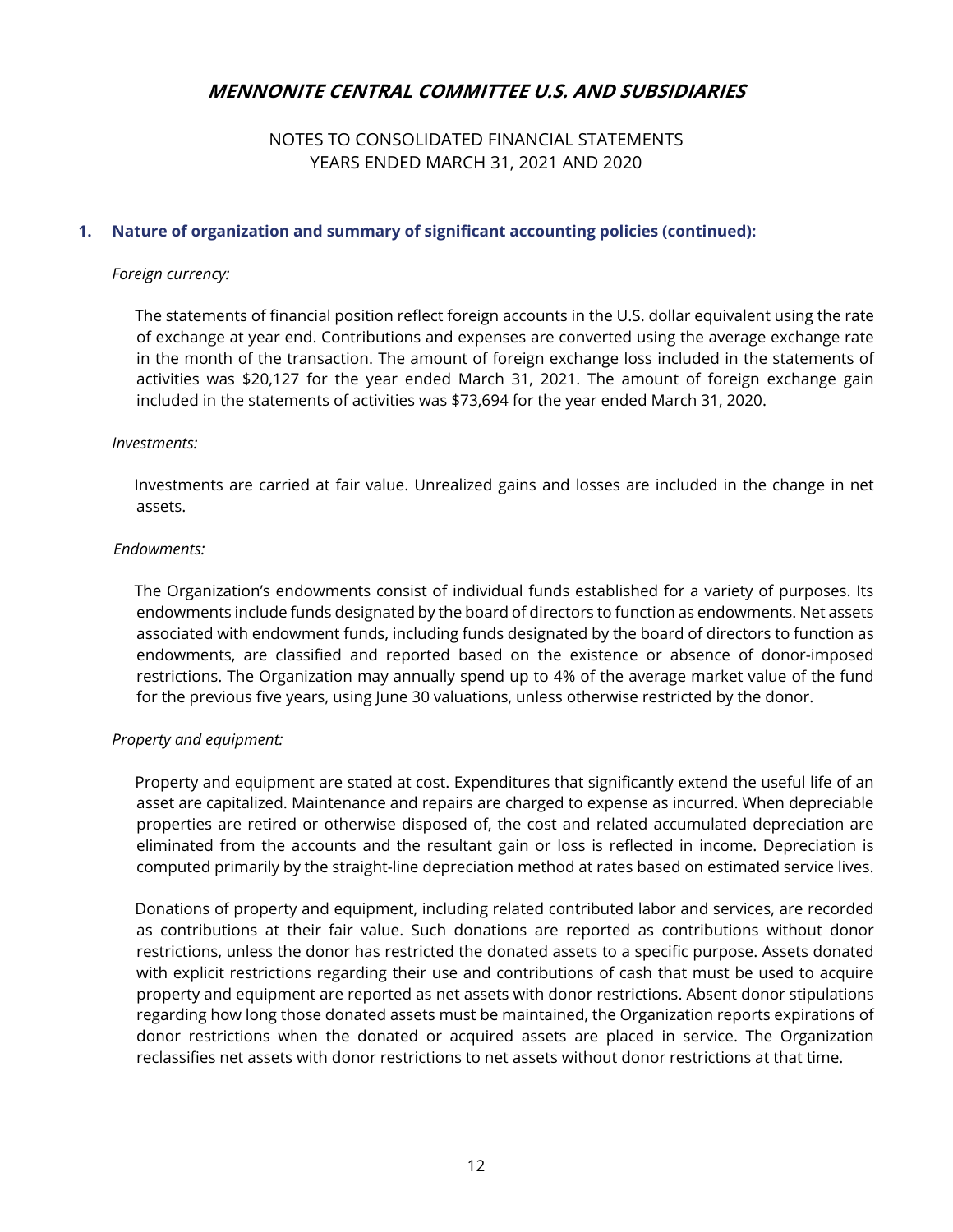# MENNONITE CENTRAL COMMITTEE U.S. AND SUBSIDIARIES

NOTES TO CONSOLIDATED FINANCIAL STATEMENTS
YEARS ENDED MARCH 31, 2021 AND 2020

## 1. Nature of organization and summary of significant accounting policies (continued):

*Foreign currency:*

The statements of financial position reflect foreign accounts in the U.S. dollar equivalent using the rate of exchange at year end. Contributions and expenses are converted using the average exchange rate in the month of the transaction. The amount of foreign exchange loss included in the statements of activities was $20,127 for the year ended March 31, 2021. The amount of foreign exchange gain included in the statements of activities was $73,694 for the year ended March 31, 2020.

*Investments:*

Investments are carried at fair value. Unrealized gains and losses are included in the change in net assets.

*Endowments:*

The Organization's endowments consist of individual funds established for a variety of purposes. Its endowments include funds designated by the board of directors to function as endowments. Net assets associated with endowment funds, including funds designated by the board of directors to function as endowments, are classified and reported based on the existence or absence of donor-imposed restrictions. The Organization may annually spend up to 4% of the average market value of the fund for the previous five years, using June 30 valuations, unless otherwise restricted by the donor.

*Property and equipment:*

Property and equipment are stated at cost. Expenditures that significantly extend the useful life of an asset are capitalized. Maintenance and repairs are charged to expense as incurred. When depreciable properties are retired or otherwise disposed of, the cost and related accumulated depreciation are eliminated from the accounts and the resultant gain or loss is reflected in income. Depreciation is computed primarily by the straight-line depreciation method at rates based on estimated service lives.

Donations of property and equipment, including related contributed labor and services, are recorded as contributions at their fair value. Such donations are reported as contributions without donor restrictions, unless the donor has restricted the donated assets to a specific purpose. Assets donated with explicit restrictions regarding their use and contributions of cash that must be used to acquire property and equipment are reported as net assets with donor restrictions. Absent donor stipulations regarding how long those donated assets must be maintained, the Organization reports expirations of donor restrictions when the donated or acquired assets are placed in service. The Organization reclassifies net assets with donor restrictions to net assets without donor restrictions at that time.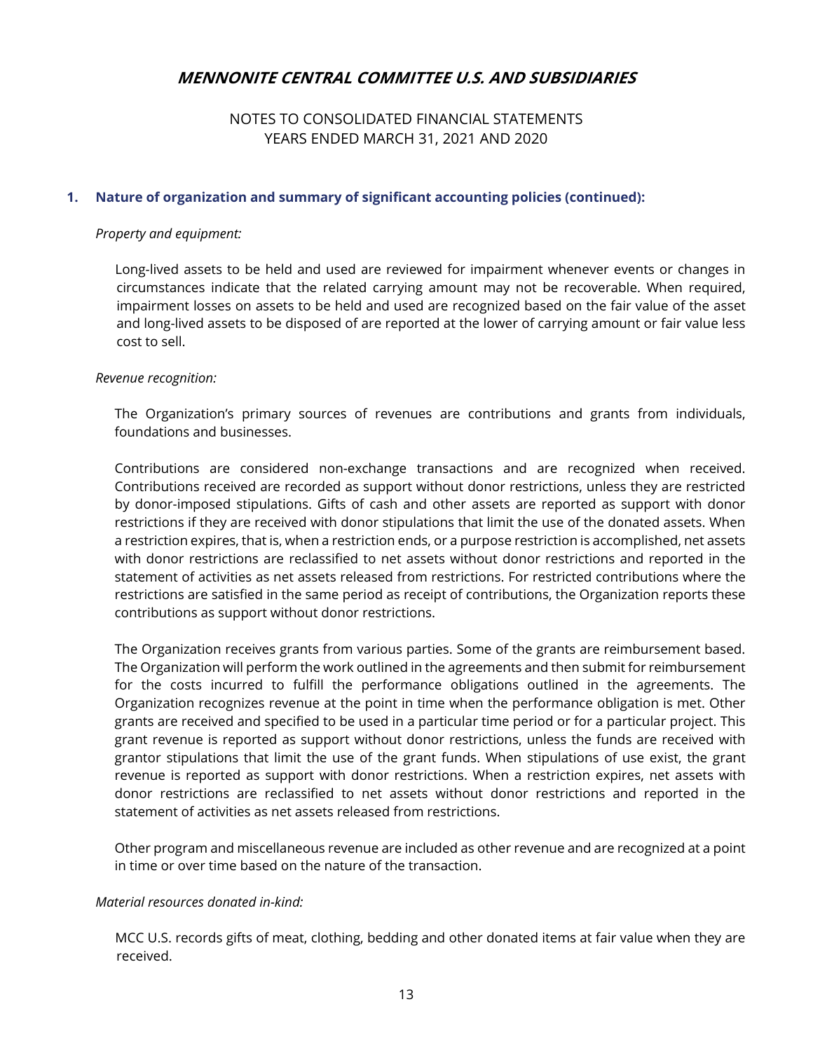# MENNONITE CENTRAL COMMITTEE U.S. AND SUBSIDIARIES

NOTES TO CONSOLIDATED FINANCIAL STATEMENTS
YEARS ENDED MARCH 31, 2021 AND 2020

## 1. Nature of organization and summary of significant accounting policies (continued):

*Property and equipment:*

Long-lived assets to be held and used are reviewed for impairment whenever events or changes in circumstances indicate that the related carrying amount may not be recoverable. When required, impairment losses on assets to be held and used are recognized based on the fair value of the asset and long-lived assets to be disposed of are reported at the lower of carrying amount or fair value less cost to sell.

*Revenue recognition:*

The Organization's primary sources of revenues are contributions and grants from individuals, foundations and businesses.

Contributions are considered non-exchange transactions and are recognized when received. Contributions received are recorded as support without donor restrictions, unless they are restricted by donor-imposed stipulations. Gifts of cash and other assets are reported as support with donor restrictions if they are received with donor stipulations that limit the use of the donated assets. When a restriction expires, that is, when a restriction ends, or a purpose restriction is accomplished, net assets with donor restrictions are reclassified to net assets without donor restrictions and reported in the statement of activities as net assets released from restrictions. For restricted contributions where the restrictions are satisfied in the same period as receipt of contributions, the Organization reports these contributions as support without donor restrictions.

The Organization receives grants from various parties. Some of the grants are reimbursement based. The Organization will perform the work outlined in the agreements and then submit for reimbursement for the costs incurred to fulfill the performance obligations outlined in the agreements. The Organization recognizes revenue at the point in time when the performance obligation is met. Other grants are received and specified to be used in a particular time period or for a particular project. This grant revenue is reported as support without donor restrictions, unless the funds are received with grantor stipulations that limit the use of the grant funds. When stipulations of use exist, the grant revenue is reported as support with donor restrictions. When a restriction expires, net assets with donor restrictions are reclassified to net assets without donor restrictions and reported in the statement of activities as net assets released from restrictions.

Other program and miscellaneous revenue are included as other revenue and are recognized at a point in time or over time based on the nature of the transaction.

*Material resources donated in-kind:*

MCC U.S. records gifts of meat, clothing, bedding and other donated items at fair value when they are received.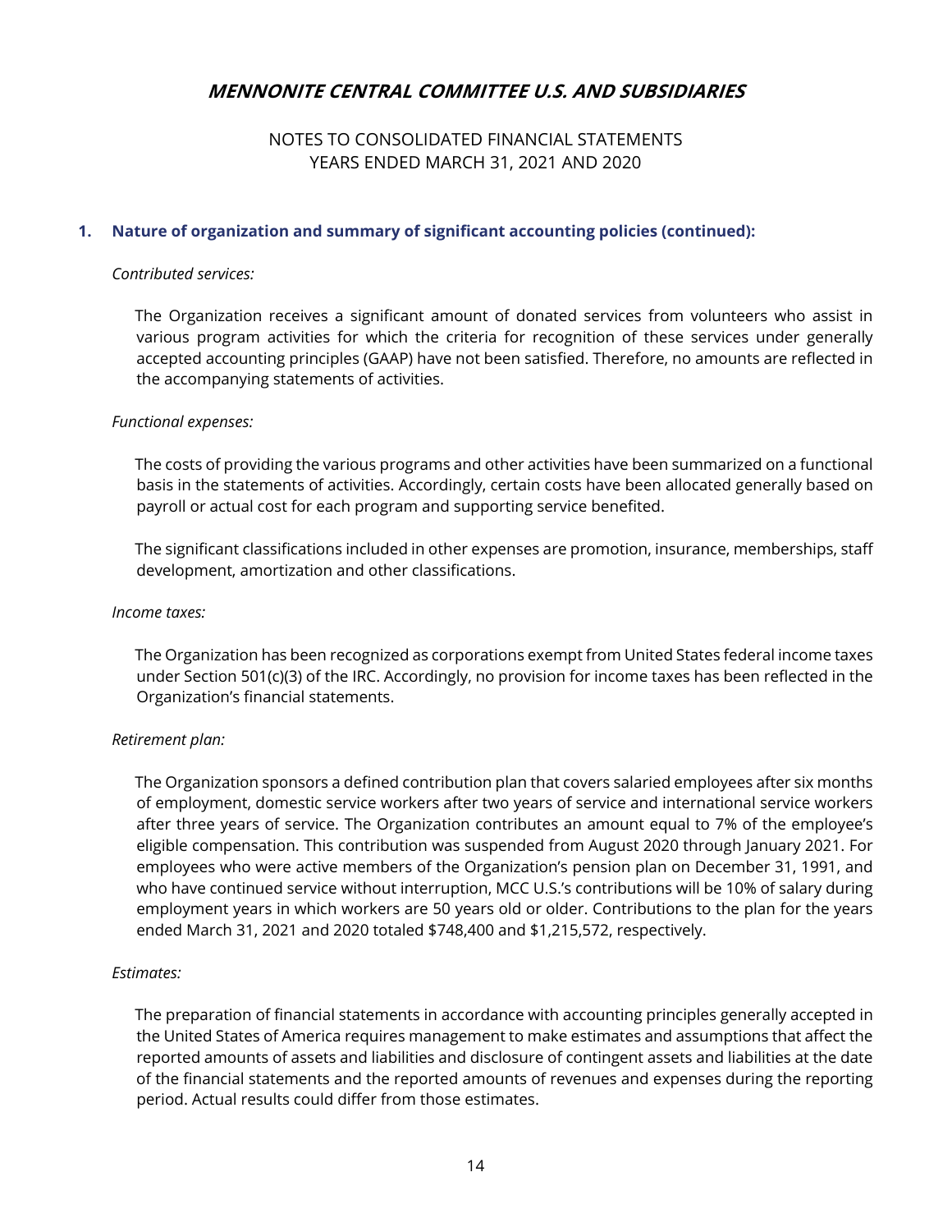## 1. Nature of organization and summary of significant accounting policies (continued):

*Contributed services:*

The Organization receives a significant amount of donated services from volunteers who assist in various program activities for which the criteria for recognition of these services under generally accepted accounting principles (GAAP) have not been satisfied. Therefore, no amounts are reflected in the accompanying statements of activities.

*Functional expenses:*

The costs of providing the various programs and other activities have been summarized on a functional basis in the statements of activities. Accordingly, certain costs have been allocated generally based on payroll or actual cost for each program and supporting service benefited.

The significant classifications included in other expenses are promotion, insurance, memberships, staff development, amortization and other classifications.

*Income taxes:*

The Organization has been recognized as corporations exempt from United States federal income taxes under Section 501(c)(3) of the IRC. Accordingly, no provision for income taxes has been reflected in the Organization's financial statements.

*Retirement plan:*

The Organization sponsors a defined contribution plan that covers salaried employees after six months of employment, domestic service workers after two years of service and international service workers after three years of service. The Organization contributes an amount equal to 7% of the employee's eligible compensation. This contribution was suspended from August 2020 through January 2021. For employees who were active members of the Organization's pension plan on December 31, 1991, and who have continued service without interruption, MCC U.S.'s contributions will be 10% of salary during employment years in which workers are 50 years old or older. Contributions to the plan for the years ended March 31, 2021 and 2020 totaled $748,400 and $1,215,572, respectively.

*Estimates:*

The preparation of financial statements in accordance with accounting principles generally accepted in the United States of America requires management to make estimates and assumptions that affect the reported amounts of assets and liabilities and disclosure of contingent assets and liabilities at the date of the financial statements and the reported amounts of revenues and expenses during the reporting period. Actual results could differ from those estimates.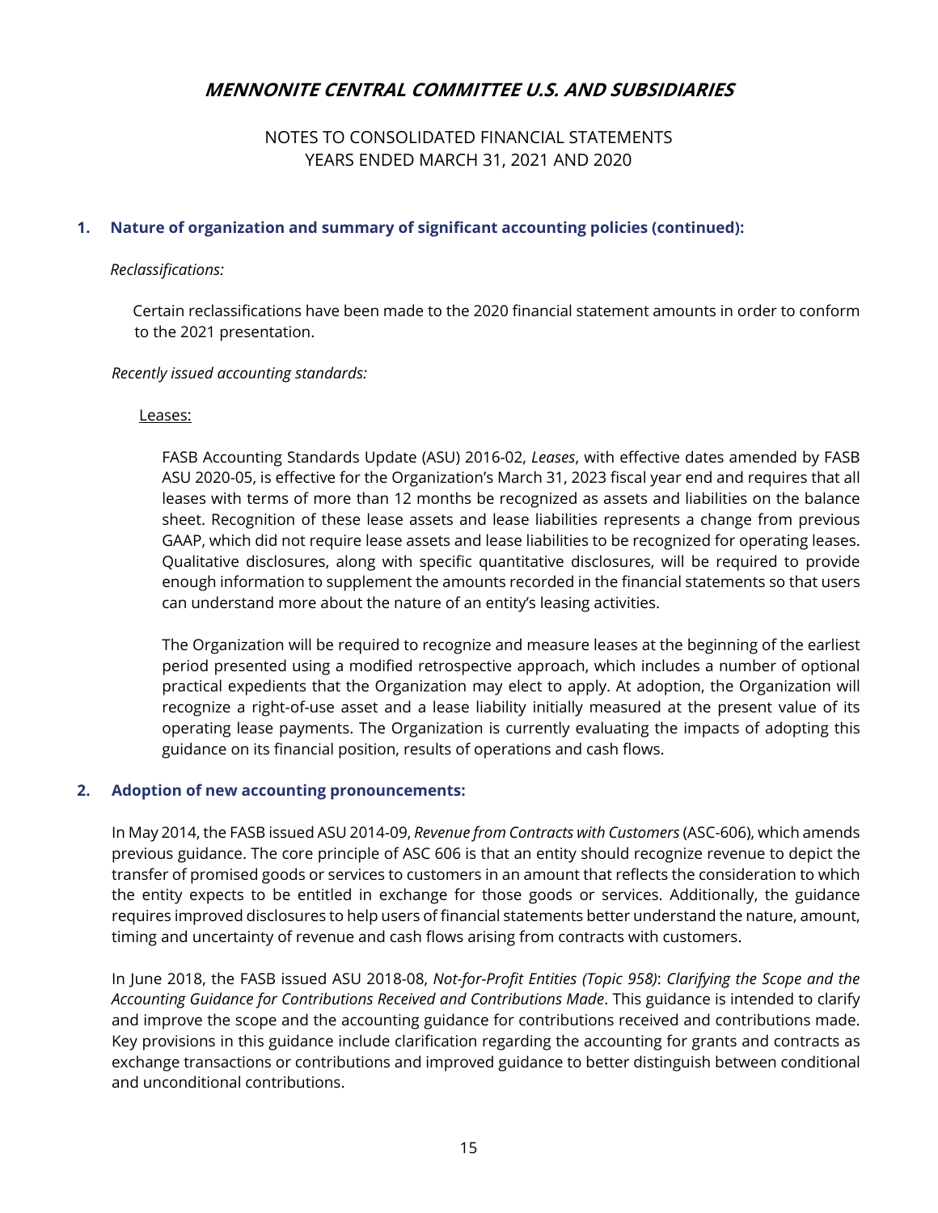# MENNONITE CENTRAL COMMITTEE U.S. AND SUBSIDIARIES

NOTES TO CONSOLIDATED FINANCIAL STATEMENTS
YEARS ENDED MARCH 31, 2021 AND 2020

## 1. Nature of organization and summary of significant accounting policies (continued):

*Reclassifications:*

Certain reclassifications have been made to the 2020 financial statement amounts in order to conform to the 2021 presentation.

*Recently issued accounting standards:*

Leases:

FASB Accounting Standards Update (ASU) 2016-02, *Leases*, with effective dates amended by FASB ASU 2020-05, is effective for the Organization's March 31, 2023 fiscal year end and requires that all leases with terms of more than 12 months be recognized as assets and liabilities on the balance sheet. Recognition of these lease assets and lease liabilities represents a change from previous GAAP, which did not require lease assets and lease liabilities to be recognized for operating leases. Qualitative disclosures, along with specific quantitative disclosures, will be required to provide enough information to supplement the amounts recorded in the financial statements so that users can understand more about the nature of an entity's leasing activities.

The Organization will be required to recognize and measure leases at the beginning of the earliest period presented using a modified retrospective approach, which includes a number of optional practical expedients that the Organization may elect to apply. At adoption, the Organization will recognize a right-of-use asset and a lease liability initially measured at the present value of its operating lease payments. The Organization is currently evaluating the impacts of adopting this guidance on its financial position, results of operations and cash flows.

## 2. Adoption of new accounting pronouncements:

In May 2014, the FASB issued ASU 2014-09, *Revenue from Contracts with Customers* (ASC-606), which amends previous guidance. The core principle of ASC 606 is that an entity should recognize revenue to depict the transfer of promised goods or services to customers in an amount that reflects the consideration to which the entity expects to be entitled in exchange for those goods or services. Additionally, the guidance requires improved disclosures to help users of financial statements better understand the nature, amount, timing and uncertainty of revenue and cash flows arising from contracts with customers.

In June 2018, the FASB issued ASU 2018-08, *Not-for-Profit Entities (Topic 958)*: *Clarifying the Scope and the Accounting Guidance for Contributions Received and Contributions Made*. This guidance is intended to clarify and improve the scope and the accounting guidance for contributions received and contributions made. Key provisions in this guidance include clarification regarding the accounting for grants and contracts as exchange transactions or contributions and improved guidance to better distinguish between conditional and unconditional contributions.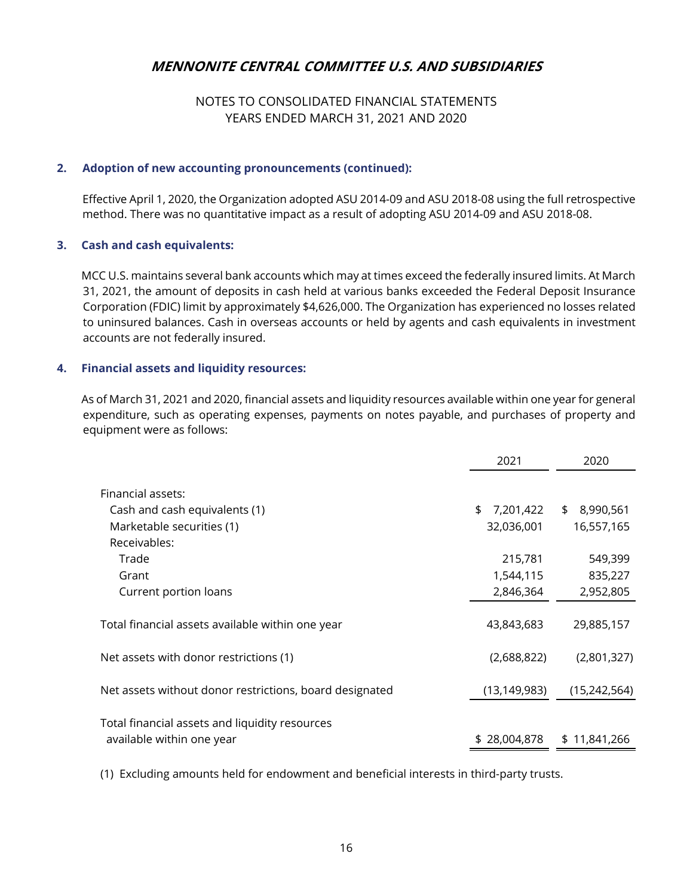# MENNONITE CENTRAL COMMITTEE U.S. AND SUBSIDIARIES

NOTES TO CONSOLIDATED FINANCIAL STATEMENTS
YEARS ENDED MARCH 31, 2021 AND 2020

## 2. Adoption of new accounting pronouncements (continued):

Effective April 1, 2020, the Organization adopted ASU 2014-09 and ASU 2018-08 using the full retrospective method. There was no quantitative impact as a result of adopting ASU 2014-09 and ASU 2018-08.

## 3. Cash and cash equivalents:

MCC U.S. maintains several bank accounts which may at times exceed the federally insured limits. At March 31, 2021, the amount of deposits in cash held at various banks exceeded the Federal Deposit Insurance Corporation (FDIC) limit by approximately $4,626,000. The Organization has experienced no losses related to uninsured balances. Cash in overseas accounts or held by agents and cash equivalents in investment accounts are not federally insured.

## 4. Financial assets and liquidity resources:

As of March 31, 2021 and 2020, financial assets and liquidity resources available within one year for general expenditure, such as operating expenses, payments on notes payable, and purchases of property and equipment were as follows:

| | 2021 | 2020 |
|---|---|---|
| Financial assets: | | |
| Cash and cash equivalents (1) | $ 7,201,422 | $ 8,990,561 |
| Marketable securities (1) | 32,036,001 | 16,557,165 |
| Receivables: | | |
| Trade | 215,781 | 549,399 |
| Grant | 1,544,115 | 835,227 |
| Current portion loans | 2,846,364 | 2,952,805 |
| Total financial assets available within one year | 43,843,683 | 29,885,157 |
| Net assets with donor restrictions (1) | (2,688,822) | (2,801,327) |
| Net assets without donor restrictions, board designated | (13,149,983) | (15,242,564) |
| Total financial assets and liquidity resources available within one year | $ 28,004,878 | $ 11,841,266 |

(1) Excluding amounts held for endowment and beneficial interests in third-party trusts.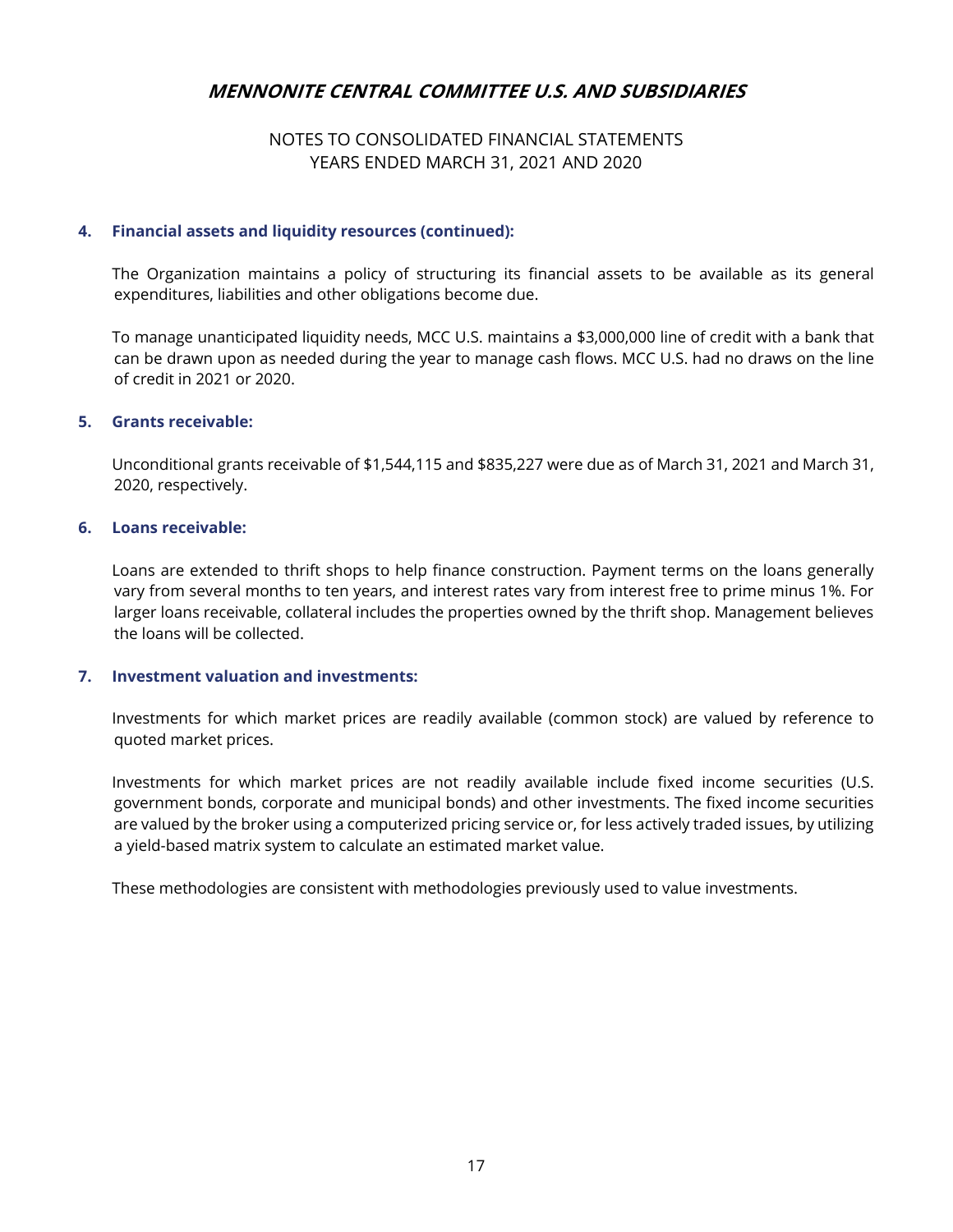### 4. Financial assets and liquidity resources (continued):

The Organization maintains a policy of structuring its financial assets to be available as its general expenditures, liabilities and other obligations become due.

To manage unanticipated liquidity needs, MCC U.S. maintains a $3,000,000 line of credit with a bank that can be drawn upon as needed during the year to manage cash flows. MCC U.S. had no draws on the line of credit in 2021 or 2020.

### 5. Grants receivable:

Unconditional grants receivable of $1,544,115 and $835,227 were due as of March 31, 2021 and March 31, 2020, respectively.

### 6. Loans receivable:

Loans are extended to thrift shops to help finance construction. Payment terms on the loans generally vary from several months to ten years, and interest rates vary from interest free to prime minus 1%. For larger loans receivable, collateral includes the properties owned by the thrift shop. Management believes the loans will be collected.

### 7. Investment valuation and investments:

Investments for which market prices are readily available (common stock) are valued by reference to quoted market prices.

Investments for which market prices are not readily available include fixed income securities (U.S. government bonds, corporate and municipal bonds) and other investments. The fixed income securities are valued by the broker using a computerized pricing service or, for less actively traded issues, by utilizing a yield-based matrix system to calculate an estimated market value.

These methodologies are consistent with methodologies previously used to value investments.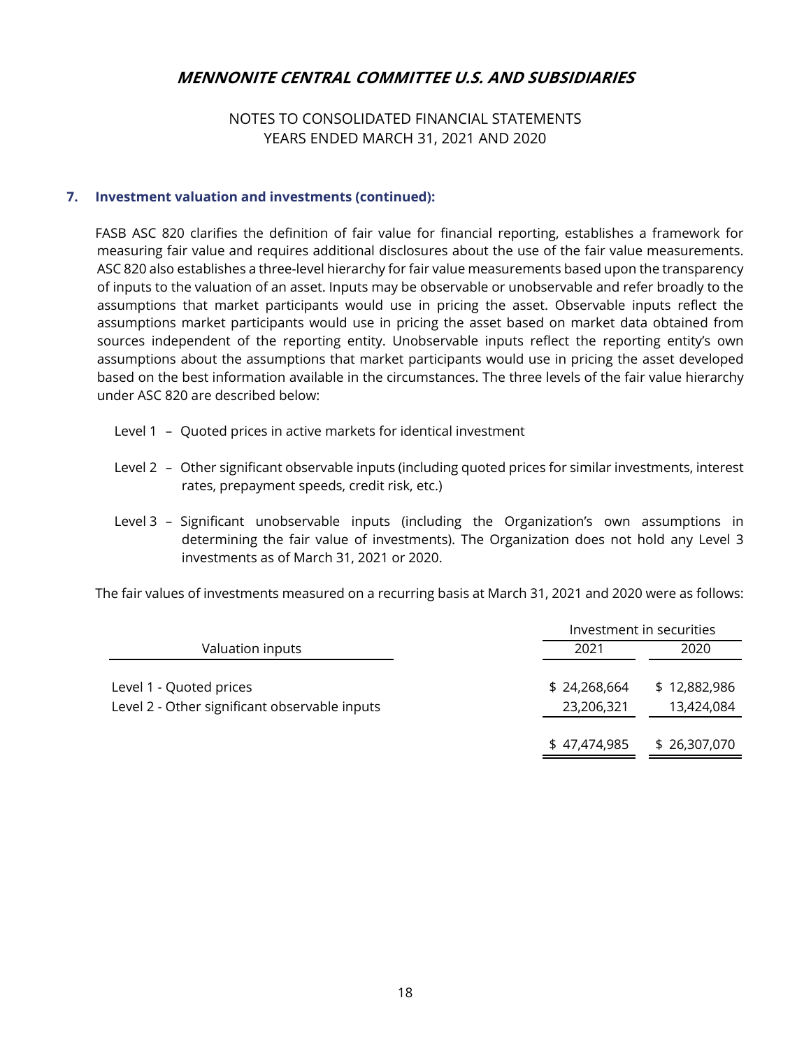# MENNONITE CENTRAL COMMITTEE U.S. AND SUBSIDIARIES

NOTES TO CONSOLIDATED FINANCIAL STATEMENTS
YEARS ENDED MARCH 31, 2021 AND 2020

## 7. Investment valuation and investments (continued):

FASB ASC 820 clarifies the definition of fair value for financial reporting, establishes a framework for measuring fair value and requires additional disclosures about the use of the fair value measurements. ASC 820 also establishes a three-level hierarchy for fair value measurements based upon the transparency of inputs to the valuation of an asset. Inputs may be observable or unobservable and refer broadly to the assumptions that market participants would use in pricing the asset. Observable inputs reflect the assumptions market participants would use in pricing the asset based on market data obtained from sources independent of the reporting entity. Unobservable inputs reflect the reporting entity's own assumptions about the assumptions that market participants would use in pricing the asset developed based on the best information available in the circumstances. The three levels of the fair value hierarchy under ASC 820 are described below:

Level 1 – Quoted prices in active markets for identical investment

Level 2 – Other significant observable inputs (including quoted prices for similar investments, interest rates, prepayment speeds, credit risk, etc.)

Level 3 – Significant unobservable inputs (including the Organization's own assumptions in determining the fair value of investments). The Organization does not hold any Level 3 investments as of March 31, 2021 or 2020.

The fair values of investments measured on a recurring basis at March 31, 2021 and 2020 were as follows:

| | Investment in securities | |
|---|---|---|
| Valuation inputs | 2021 | 2020 |
| Level 1 - Quoted prices | $ 24,268,664 | $ 12,882,986 |
| Level 2 - Other significant observable inputs | 23,206,321 | 13,424,084 |
| | $ 47,474,985 | $ 26,307,070 |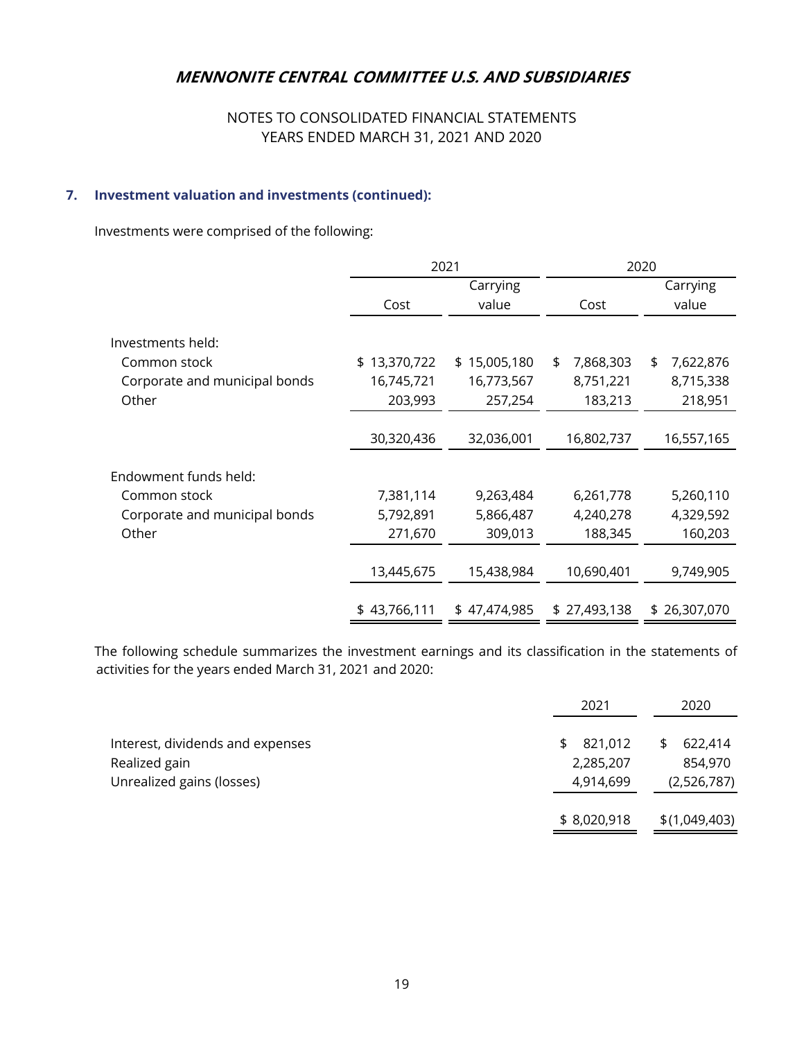# MENNONITE CENTRAL COMMITTEE U.S. AND SUBSIDIARIES

NOTES TO CONSOLIDATED FINANCIAL STATEMENTS
YEARS ENDED MARCH 31, 2021 AND 2020

## 7. Investment valuation and investments (continued):

Investments were comprised of the following:

| | 2021 | | 2020 | |
|---|---|---|---|---|
| | Cost | Carrying value | Cost | Carrying value |
| Investments held: | | | | |
| Common stock | $ 13,370,722 | $ 15,005,180 | $ 7,868,303 | $ 7,622,876 |
| Corporate and municipal bonds | 16,745,721 | 16,773,567 | 8,751,221 | 8,715,338 |
| Other | 203,993 | 257,254 | 183,213 | 218,951 |
| | 30,320,436 | 32,036,001 | 16,802,737 | 16,557,165 |
| Endowment funds held: | | | | |
| Common stock | 7,381,114 | 9,263,484 | 6,261,778 | 5,260,110 |
| Corporate and municipal bonds | 5,792,891 | 5,866,487 | 4,240,278 | 4,329,592 |
| Other | 271,670 | 309,013 | 188,345 | 160,203 |
| | 13,445,675 | 15,438,984 | 10,690,401 | 9,749,905 |
| | $ 43,766,111 | $ 47,474,985 | $ 27,493,138 | $ 26,307,070 |

The following schedule summarizes the investment earnings and its classification in the statements of activities for the years ended March 31, 2021 and 2020:

| | 2021 | 2020 |
|---|---|---|
| Interest, dividends and expenses | $ 821,012 | $ 622,414 |
| Realized gain | 2,285,207 | 854,970 |
| Unrealized gains (losses) | 4,914,699 | (2,526,787) |
| | $ 8,020,918 | $ (1,049,403) |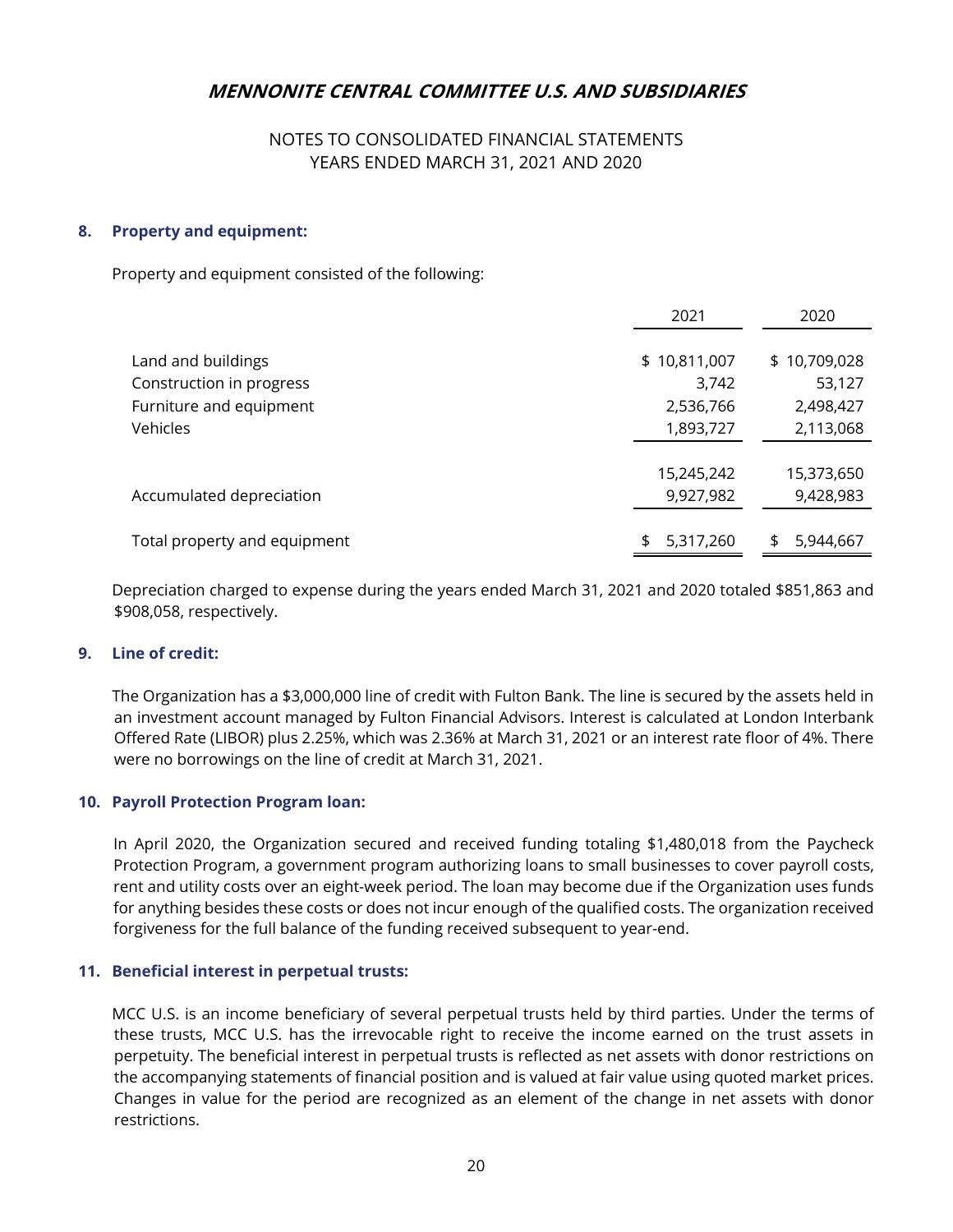**MENNONITE CENTRAL COMMITTEE U.S. AND SUBSIDIARIES**

NOTES TO CONSOLIDATED FINANCIAL STATEMENTS
YEARS ENDED MARCH 31, 2021 AND 2020

## 8. Property and equipment:

Property and equipment consisted of the following:

| | 2021 | 2020 |
|---|---|---|
| Land and buildings | $ 10,811,007 | $ 10,709,028 |
| Construction in progress | 3,742 | 53,127 |
| Furniture and equipment | 2,536,766 | 2,498,427 |
| Vehicles | 1,893,727 | 2,113,068 |
| | 15,245,242 | 15,373,650 |
| Accumulated depreciation | 9,927,982 | 9,428,983 |
| Total property and equipment | $ 5,317,260 | $ 5,944,667 |

Depreciation charged to expense during the years ended March 31, 2021 and 2020 totaled $851,863 and $908,058, respectively.

## 9. Line of credit:

The Organization has a $3,000,000 line of credit with Fulton Bank. The line is secured by the assets held in an investment account managed by Fulton Financial Advisors. Interest is calculated at London Interbank Offered Rate (LIBOR) plus 2.25%, which was 2.36% at March 31, 2021 or an interest rate floor of 4%. There were no borrowings on the line of credit at March 31, 2021.

## 10. Payroll Protection Program loan:

In April 2020, the Organization secured and received funding totaling $1,480,018 from the Paycheck Protection Program, a government program authorizing loans to small businesses to cover payroll costs, rent and utility costs over an eight-week period. The loan may become due if the Organization uses funds for anything besides these costs or does not incur enough of the qualified costs. The organization received forgiveness for the full balance of the funding received subsequent to year-end.

## 11. Beneficial interest in perpetual trusts:

MCC U.S. is an income beneficiary of several perpetual trusts held by third parties. Under the terms of these trusts, MCC U.S. has the irrevocable right to receive the income earned on the trust assets in perpetuity. The beneficial interest in perpetual trusts is reflected as net assets with donor restrictions on the accompanying statements of financial position and is valued at fair value using quoted market prices. Changes in value for the period are recognized as an element of the change in net assets with donor restrictions.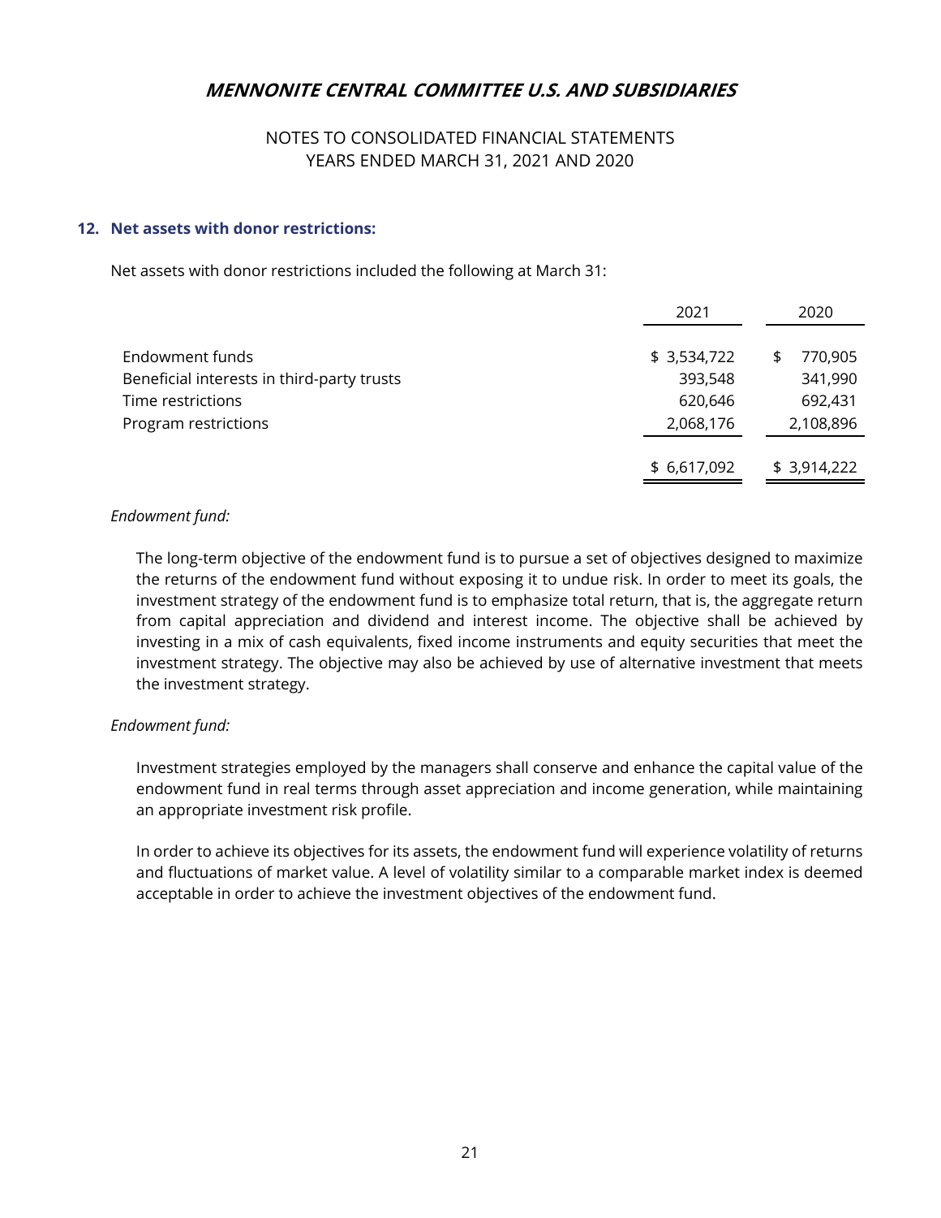## 12. Net assets with donor restrictions:

Net assets with donor restrictions included the following at March 31:

| | 2021 | 2020 |
|---|---|---|
| Endowment funds | $ 3,534,722 | $ 770,905 |
| Beneficial interests in third-party trusts | 393,548 | 341,990 |
| Time restrictions | 620,646 | 692,431 |
| Program restrictions | 2,068,176 | 2,108,896 |
| | $ 6,617,092 | $ 3,914,222 |

*Endowment fund:*

The long-term objective of the endowment fund is to pursue a set of objectives designed to maximize the returns of the endowment fund without exposing it to undue risk. In order to meet its goals, the investment strategy of the endowment fund is to emphasize total return, that is, the aggregate return from capital appreciation and dividend and interest income. The objective shall be achieved by investing in a mix of cash equivalents, fixed income instruments and equity securities that meet the investment strategy. The objective may also be achieved by use of alternative investment that meets the investment strategy.

*Endowment fund:*

Investment strategies employed by the managers shall conserve and enhance the capital value of the endowment fund in real terms through asset appreciation and income generation, while maintaining an appropriate investment risk profile.

In order to achieve its objectives for its assets, the endowment fund will experience volatility of returns and fluctuations of market value. A level of volatility similar to a comparable market index is deemed acceptable in order to achieve the investment objectives of the endowment fund.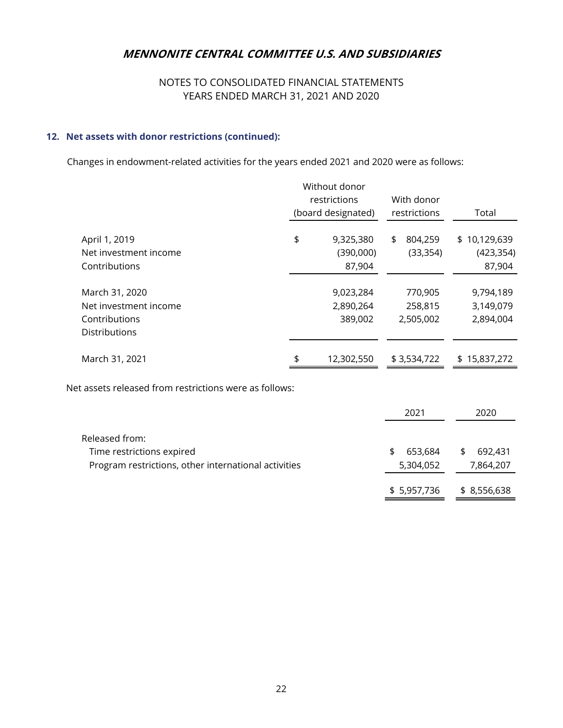## 12. Net assets with donor restrictions (continued):

Changes in endowment-related activities for the years ended 2021 and 2020 were as follows:

| | Without donor restrictions (board designated) | With donor restrictions | Total |
|---|---|---|---|
| April 1, 2019 | $ 9,325,380 | $ 804,259 | $ 10,129,639 |
| Net investment income | (390,000) | (33,354) | (423,354) |
| Contributions | 87,904 | | 87,904 |
| March 31, 2020 | 9,023,284 | 770,905 | 9,794,189 |
| Net investment income | 2,890,264 | 258,815 | 3,149,079 |
| Contributions | 389,002 | 2,505,002 | 2,894,004 |
| Distributions | | | |
| March 31, 2021 | $ 12,302,550 | $ 3,534,722 | $ 15,837,272 |

Net assets released from restrictions were as follows:

| | 2021 | 2020 |
|---|---|---|
| Released from: | | |
| Time restrictions expired | $ 653,684 | $ 692,431 |
| Program restrictions, other international activities | 5,304,052 | 7,864,207 |
| | $ 5,957,736 | $ 8,556,638 |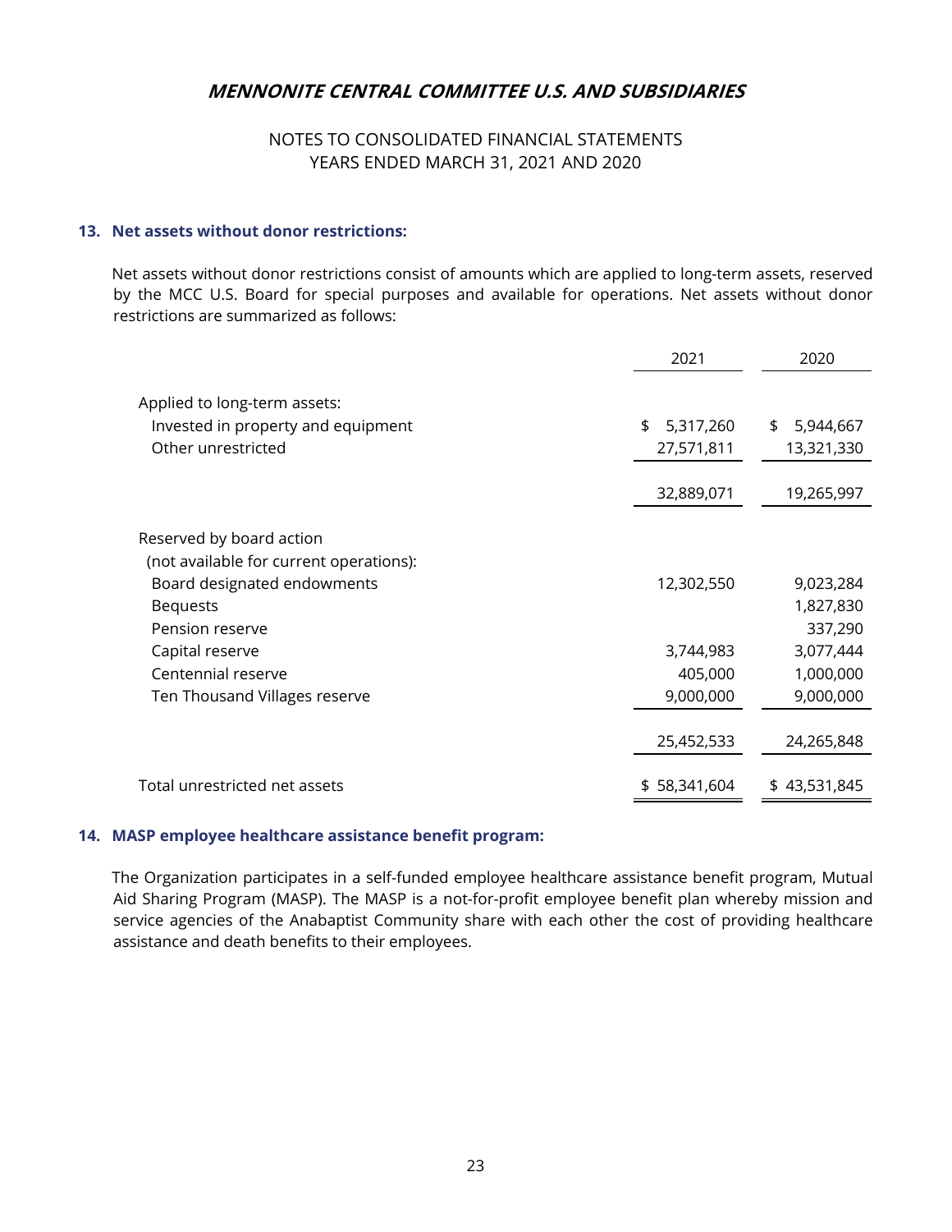# MENNONITE CENTRAL COMMITTEE U.S. AND SUBSIDIARIES

NOTES TO CONSOLIDATED FINANCIAL STATEMENTS
YEARS ENDED MARCH 31, 2021 AND 2020

## 13. Net assets without donor restrictions:

Net assets without donor restrictions consist of amounts which are applied to long-term assets, reserved by the MCC U.S. Board for special purposes and available for operations. Net assets without donor restrictions are summarized as follows:

| | 2021 | 2020 |
|---|---|---|
| Applied to long-term assets: | | |
| Invested in property and equipment | $ 5,317,260 | $ 5,944,667 |
| Other unrestricted | 27,571,811 | 13,321,330 |
| | 32,889,071 | 19,265,997 |
| Reserved by board action (not available for current operations): | | |
| Board designated endowments | 12,302,550 | 9,023,284 |
| Bequests | | 1,827,830 |
| Pension reserve | | 337,290 |
| Capital reserve | 3,744,983 | 3,077,444 |
| Centennial reserve | 405,000 | 1,000,000 |
| Ten Thousand Villages reserve | 9,000,000 | 9,000,000 |
| | 25,452,533 | 24,265,848 |
| Total unrestricted net assets | $ 58,341,604 | $ 43,531,845 |

## 14. MASP employee healthcare assistance benefit program:

The Organization participates in a self-funded employee healthcare assistance benefit program, Mutual Aid Sharing Program (MASP). The MASP is a not-for-profit employee benefit plan whereby mission and service agencies of the Anabaptist Community share with each other the cost of providing healthcare assistance and death benefits to their employees.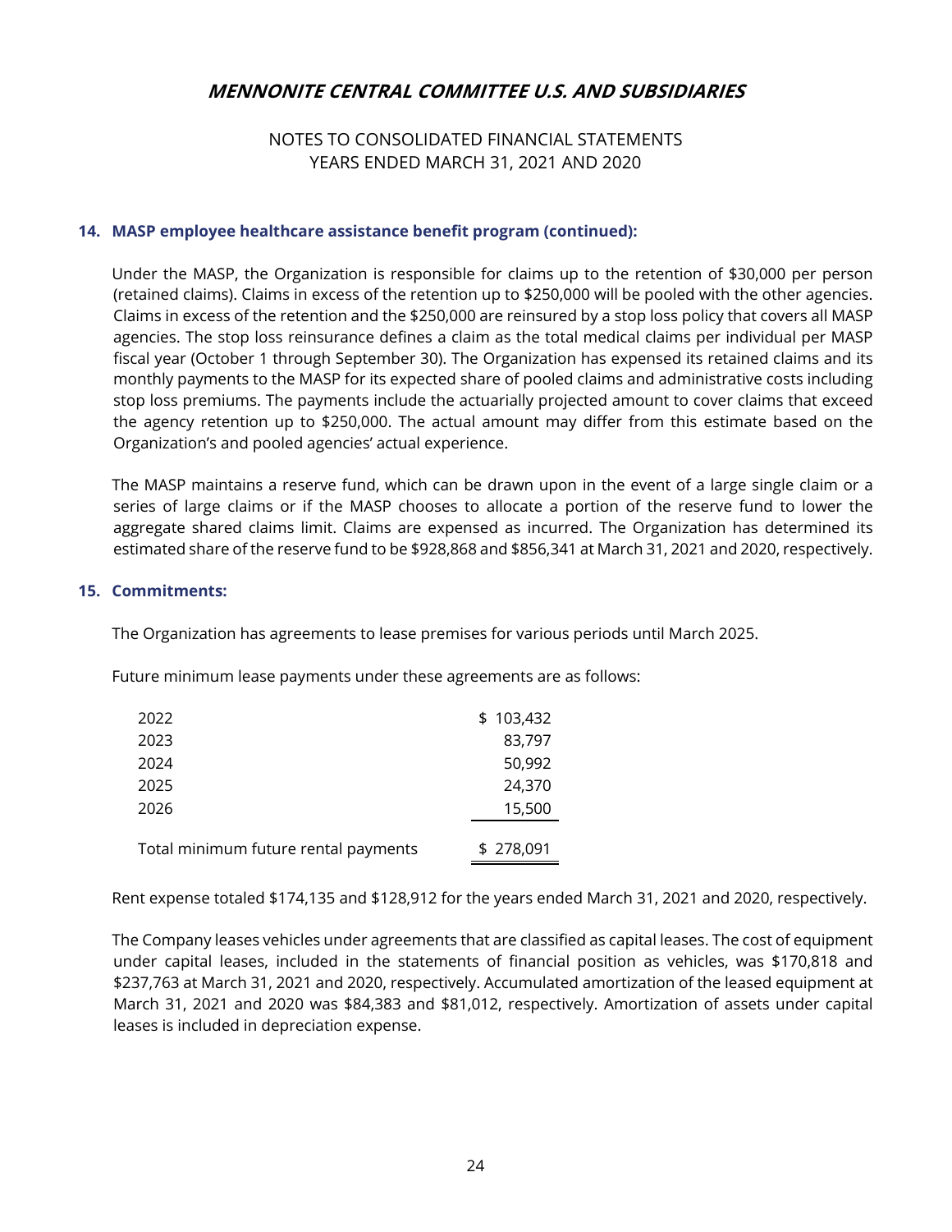# MENNONITE CENTRAL COMMITTEE U.S. AND SUBSIDIARIES

NOTES TO CONSOLIDATED FINANCIAL STATEMENTS
YEARS ENDED MARCH 31, 2021 AND 2020

## 14. MASP employee healthcare assistance benefit program (continued):

Under the MASP, the Organization is responsible for claims up to the retention of $30,000 per person (retained claims). Claims in excess of the retention up to $250,000 will be pooled with the other agencies. Claims in excess of the retention and the $250,000 are reinsured by a stop loss policy that covers all MASP agencies. The stop loss reinsurance defines a claim as the total medical claims per individual per MASP fiscal year (October 1 through September 30). The Organization has expensed its retained claims and its monthly payments to the MASP for its expected share of pooled claims and administrative costs including stop loss premiums. The payments include the actuarially projected amount to cover claims that exceed the agency retention up to $250,000. The actual amount may differ from this estimate based on the Organization's and pooled agencies' actual experience.

The MASP maintains a reserve fund, which can be drawn upon in the event of a large single claim or a series of large claims or if the MASP chooses to allocate a portion of the reserve fund to lower the aggregate shared claims limit. Claims are expensed as incurred. The Organization has determined its estimated share of the reserve fund to be $928,868 and $856,341 at March 31, 2021 and 2020, respectively.

## 15. Commitments:

The Organization has agreements to lease premises for various periods until March 2025.

Future minimum lease payments under these agreements are as follows:

| | |
|---|---|
| 2022 | $ 103,432 |
| 2023 | 83,797 |
| 2024 | 50,992 |
| 2025 | 24,370 |
| 2026 | 15,500 |
| Total minimum future rental payments | $ 278,091 |

Rent expense totaled $174,135 and $128,912 for the years ended March 31, 2021 and 2020, respectively.

The Company leases vehicles under agreements that are classified as capital leases. The cost of equipment under capital leases, included in the statements of financial position as vehicles, was $170,818 and $237,763 at March 31, 2021 and 2020, respectively. Accumulated amortization of the leased equipment at March 31, 2021 and 2020 was $84,383 and $81,012, respectively. Amortization of assets under capital leases is included in depreciation expense.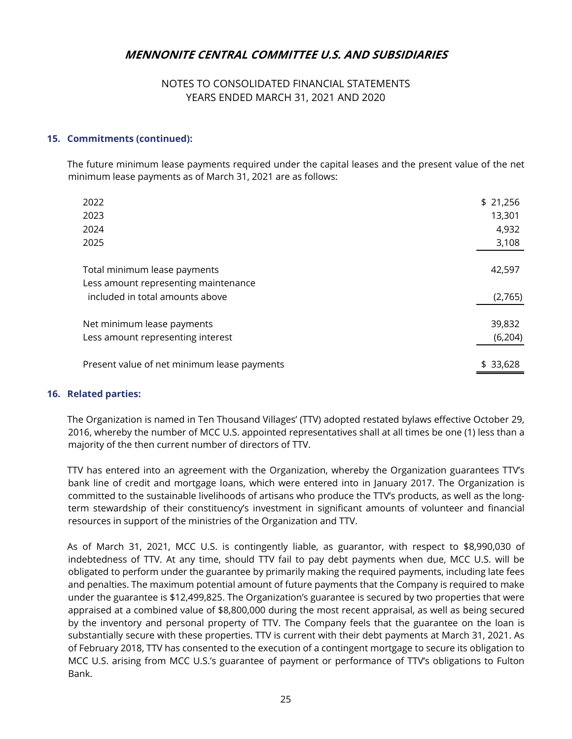# MENNONITE CENTRAL COMMITTEE U.S. AND SUBSIDIARIES

NOTES TO CONSOLIDATED FINANCIAL STATEMENTS
YEARS ENDED MARCH 31, 2021 AND 2020

## 15. Commitments (continued):

The future minimum lease payments required under the capital leases and the present value of the net minimum lease payments as of March 31, 2021 are as follows:

| | |
|---|---|
| 2022 | $ 21,256 |
| 2023 | 13,301 |
| 2024 | 4,932 |
| 2025 | 3,108 |
| Total minimum lease payments | 42,597 |
| Less amount representing maintenance included in total amounts above | (2,765) |
| Net minimum lease payments | 39,832 |
| Less amount representing interest | (6,204) |
| Present value of net minimum lease payments | $ 33,628 |

## 16. Related parties:

The Organization is named in Ten Thousand Villages' (TTV) adopted restated bylaws effective October 29, 2016, whereby the number of MCC U.S. appointed representatives shall at all times be one (1) less than a majority of the then current number of directors of TTV.

TTV has entered into an agreement with the Organization, whereby the Organization guarantees TTV's bank line of credit and mortgage loans, which were entered into in January 2017. The Organization is committed to the sustainable livelihoods of artisans who produce the TTV's products, as well as the long-term stewardship of their constituency's investment in significant amounts of volunteer and financial resources in support of the ministries of the Organization and TTV.

As of March 31, 2021, MCC U.S. is contingently liable, as guarantor, with respect to $8,990,030 of indebtedness of TTV. At any time, should TTV fail to pay debt payments when due, MCC U.S. will be obligated to perform under the guarantee by primarily making the required payments, including late fees and penalties. The maximum potential amount of future payments that the Company is required to make under the guarantee is $12,499,825. The Organization's guarantee is secured by two properties that were appraised at a combined value of $8,800,000 during the most recent appraisal, as well as being secured by the inventory and personal property of TTV. The Company feels that the guarantee on the loan is substantially secure with these properties. TTV is current with their debt payments at March 31, 2021. As of February 2018, TTV has consented to the execution of a contingent mortgage to secure its obligation to MCC U.S. arising from MCC U.S.'s guarantee of payment or performance of TTV's obligations to Fulton Bank.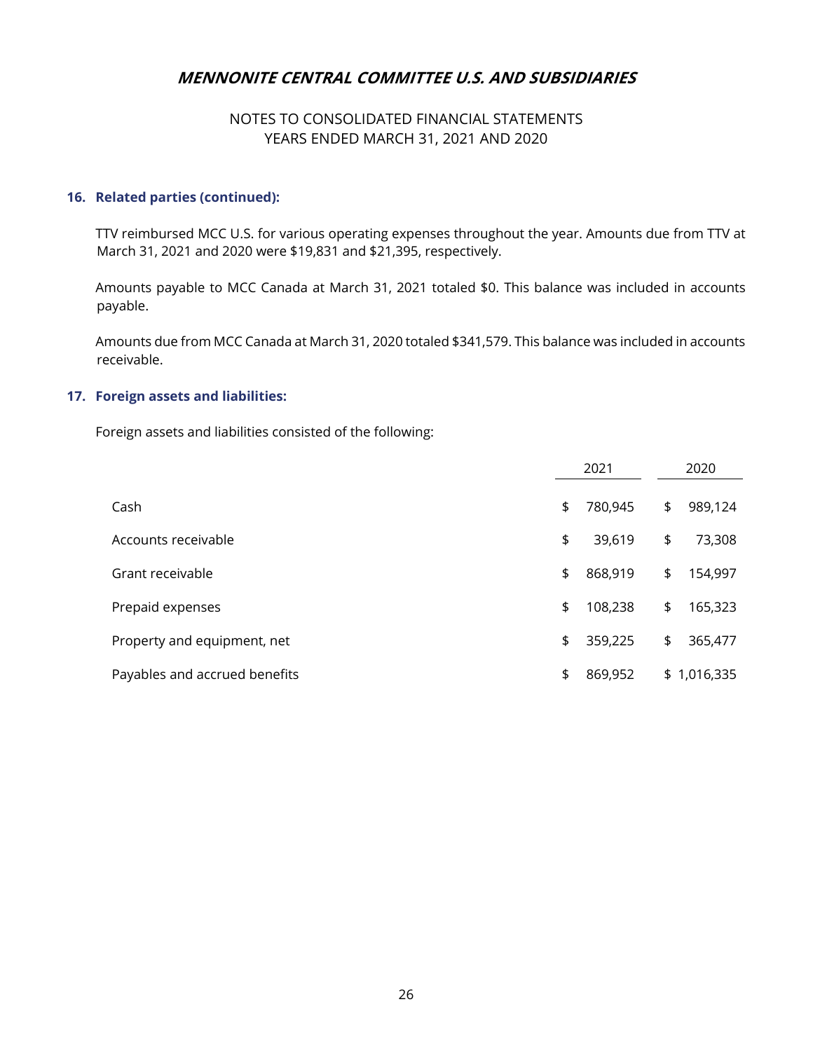# MENNONITE CENTRAL COMMITTEE U.S. AND SUBSIDIARIES

NOTES TO CONSOLIDATED FINANCIAL STATEMENTS
YEARS ENDED MARCH 31, 2021 AND 2020

### 16. Related parties (continued):

TTV reimbursed MCC U.S. for various operating expenses throughout the year. Amounts due from TTV at March 31, 2021 and 2020 were $19,831 and $21,395, respectively.

Amounts payable to MCC Canada at March 31, 2021 totaled $0. This balance was included in accounts payable.

Amounts due from MCC Canada at March 31, 2020 totaled $341,579. This balance was included in accounts receivable.

### 17. Foreign assets and liabilities:

Foreign assets and liabilities consisted of the following:

| | 2021 | 2020 |
|---|---|---|
| Cash | $ 780,945 | $ 989,124 |
| Accounts receivable | $ 39,619 | $ 73,308 |
| Grant receivable | $ 868,919 | $ 154,997 |
| Prepaid expenses | $ 108,238 | $ 165,323 |
| Property and equipment, net | $ 359,225 | $ 365,477 |
| Payables and accrued benefits | $ 869,952 | $ 1,016,335 |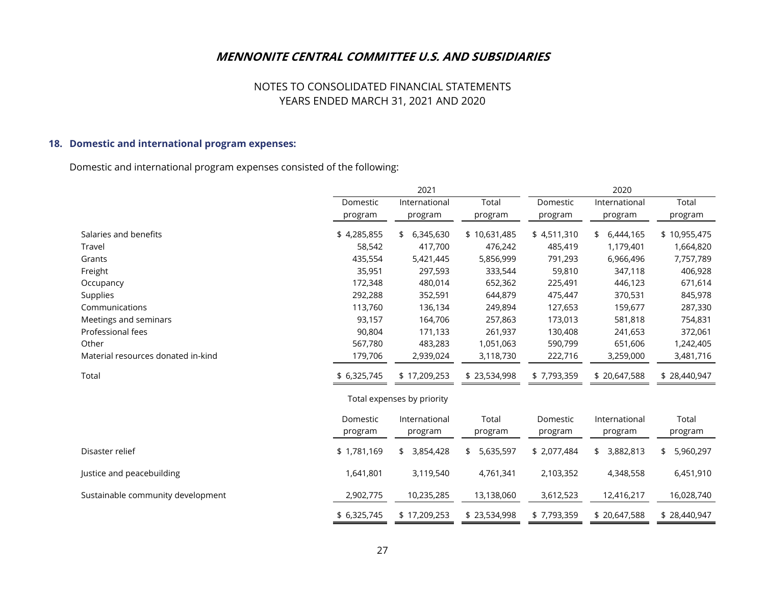## 18. Domestic and international program expenses:

Domestic and international program expenses consisted of the following:

| | 2021 | | | 2020 | | |
|---|---|---|---|---|---|---|
| | Domestic program | International program | Total program | Domestic program | International program | Total program |
| Salaries and benefits | $ 4,285,855 | $ 6,345,630 | $ 10,631,485 | $ 4,511,310 | $ 6,444,165 | $ 10,955,475 |
| Travel | 58,542 | 417,700 | 476,242 | 485,419 | 1,179,401 | 1,664,820 |
| Grants | 435,554 | 5,421,445 | 5,856,999 | 791,293 | 6,966,496 | 7,757,789 |
| Freight | 35,951 | 297,593 | 333,544 | 59,810 | 347,118 | 406,928 |
| Occupancy | 172,348 | 480,014 | 652,362 | 225,491 | 446,123 | 671,614 |
| Supplies | 292,288 | 352,591 | 644,879 | 475,447 | 370,531 | 845,978 |
| Communications | 113,760 | 136,134 | 249,894 | 127,653 | 159,677 | 287,330 |
| Meetings and seminars | 93,157 | 164,706 | 257,863 | 173,013 | 581,818 | 754,831 |
| Professional fees | 90,804 | 171,133 | 261,937 | 130,408 | 241,653 | 372,061 |
| Other | 567,780 | 483,283 | 1,051,063 | 590,799 | 651,606 | 1,242,405 |
| Material resources donated in-kind | 179,706 | 2,939,024 | 3,118,730 | 222,716 | 3,259,000 | 3,481,716 |
| Total | $ 6,325,745 | $ 17,209,253 | $ 23,534,998 | $ 7,793,359 | $ 20,647,588 | $ 28,440,947 |

Total expenses by priority

| | Domestic program | International program | Total program | Domestic program | International program | Total program |
|---|---|---|---|---|---|---|
| Disaster relief | $ 1,781,169 | $ 3,854,428 | $ 5,635,597 | $ 2,077,484 | $ 3,882,813 | $ 5,960,297 |
| Justice and peacebuilding | 1,641,801 | 3,119,540 | 4,761,341 | 2,103,352 | 4,348,558 | 6,451,910 |
| Sustainable community development | 2,902,775 | 10,235,285 | 13,138,060 | 3,612,523 | 12,416,217 | 16,028,740 |
| | $ 6,325,745 | $ 17,209,253 | $ 23,534,998 | $ 7,793,359 | $ 20,647,588 | $ 28,440,947 |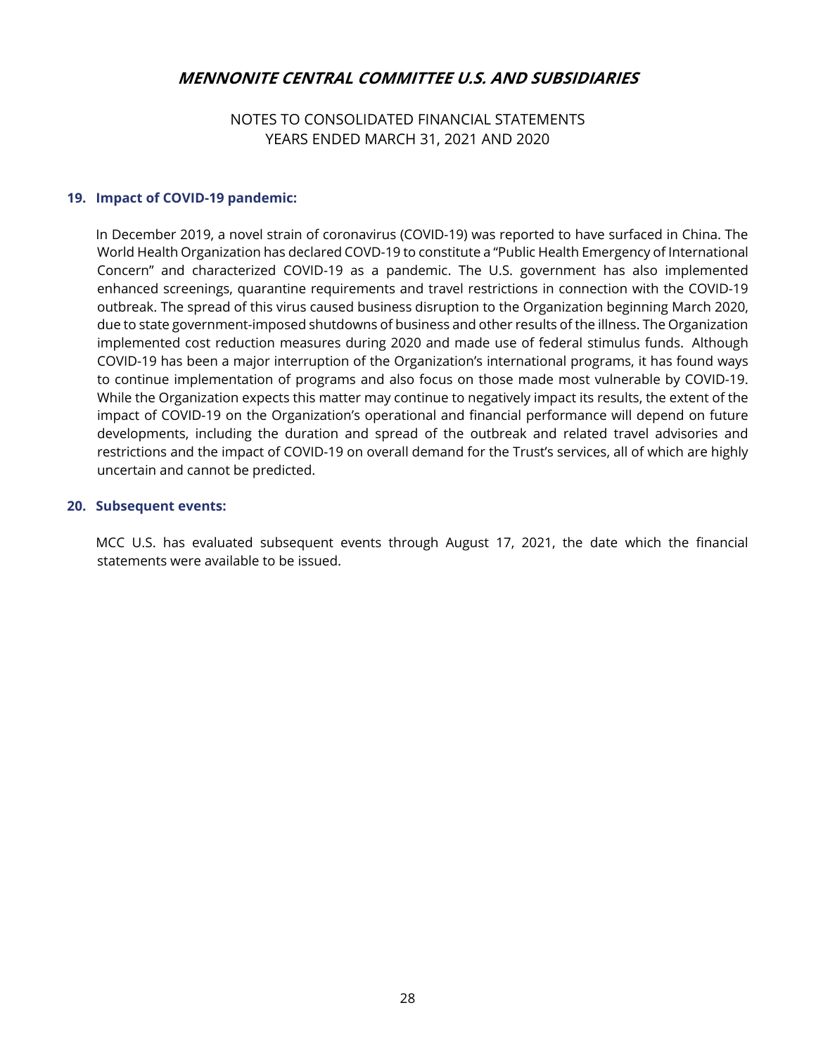# MENNONITE CENTRAL COMMITTEE U.S. AND SUBSIDIARIES

NOTES TO CONSOLIDATED FINANCIAL STATEMENTS
YEARS ENDED MARCH 31, 2021 AND 2020

## 19. Impact of COVID-19 pandemic:

In December 2019, a novel strain of coronavirus (COVID-19) was reported to have surfaced in China. The World Health Organization has declared COVD-19 to constitute a "Public Health Emergency of International Concern" and characterized COVID-19 as a pandemic. The U.S. government has also implemented enhanced screenings, quarantine requirements and travel restrictions in connection with the COVID-19 outbreak. The spread of this virus caused business disruption to the Organization beginning March 2020, due to state government-imposed shutdowns of business and other results of the illness. The Organization implemented cost reduction measures during 2020 and made use of federal stimulus funds. Although COVID-19 has been a major interruption of the Organization's international programs, it has found ways to continue implementation of programs and also focus on those made most vulnerable by COVID-19. While the Organization expects this matter may continue to negatively impact its results, the extent of the impact of COVID-19 on the Organization's operational and financial performance will depend on future developments, including the duration and spread of the outbreak and related travel advisories and restrictions and the impact of COVID-19 on overall demand for the Trust's services, all of which are highly uncertain and cannot be predicted.

## 20. Subsequent events:

MCC U.S. has evaluated subsequent events through August 17, 2021, the date which the financial statements were available to be issued.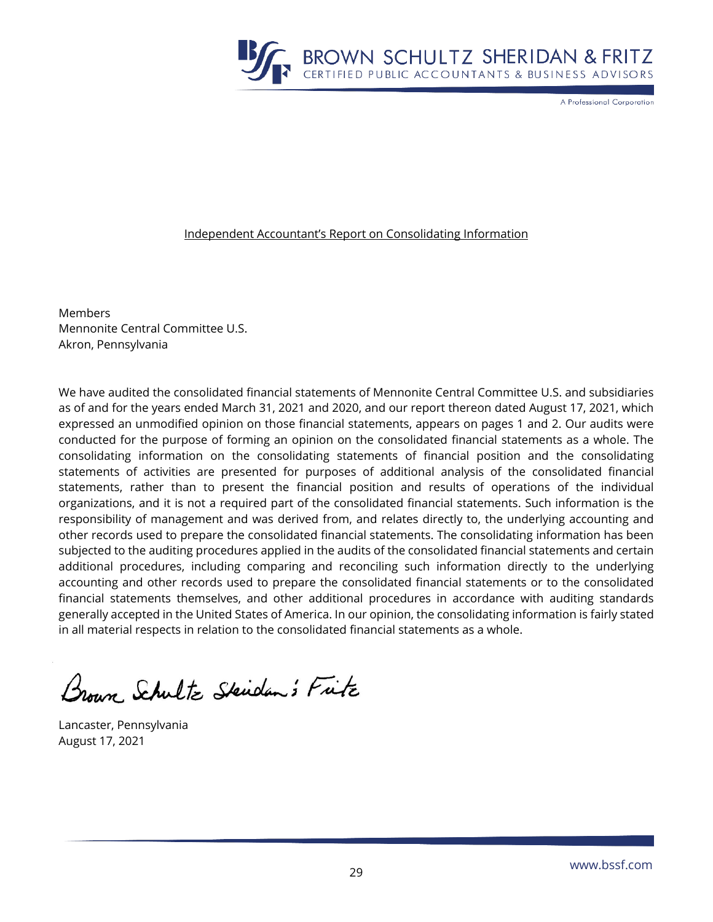BROWN SCHULTZ SHERIDAN & FRITZ
CERTIFIED PUBLIC ACCOUNTANTS & BUSINESS ADVISORS

A Professional Corporation

## Independent Accountant's Report on Consolidating Information

Members
Mennonite Central Committee U.S.
Akron, Pennsylvania

We have audited the consolidated financial statements of Mennonite Central Committee U.S. and subsidiaries as of and for the years ended March 31, 2021 and 2020, and our report thereon dated August 17, 2021, which expressed an unmodified opinion on those financial statements, appears on pages 1 and 2. Our audits were conducted for the purpose of forming an opinion on the consolidated financial statements as a whole. The consolidating information on the consolidating statements of financial position and the consolidating statements of activities are presented for purposes of additional analysis of the consolidated financial statements, rather than to present the financial position and results of operations of the individual organizations, and it is not a required part of the consolidated financial statements. Such information is the responsibility of management and was derived from, and relates directly to, the underlying accounting and other records used to prepare the consolidated financial statements. The consolidating information has been subjected to the auditing procedures applied in the audits of the consolidated financial statements and certain additional procedures, including comparing and reconciling such information directly to the underlying accounting and other records used to prepare the consolidated financial statements or to the consolidated financial statements themselves, and other additional procedures in accordance with auditing standards generally accepted in the United States of America. In our opinion, the consolidating information is fairly stated in all material respects in relation to the consolidated financial statements as a whole.

Brown Schultz Sheridan & Fritz

Lancaster, Pennsylvania
August 17, 2021

www.bssf.com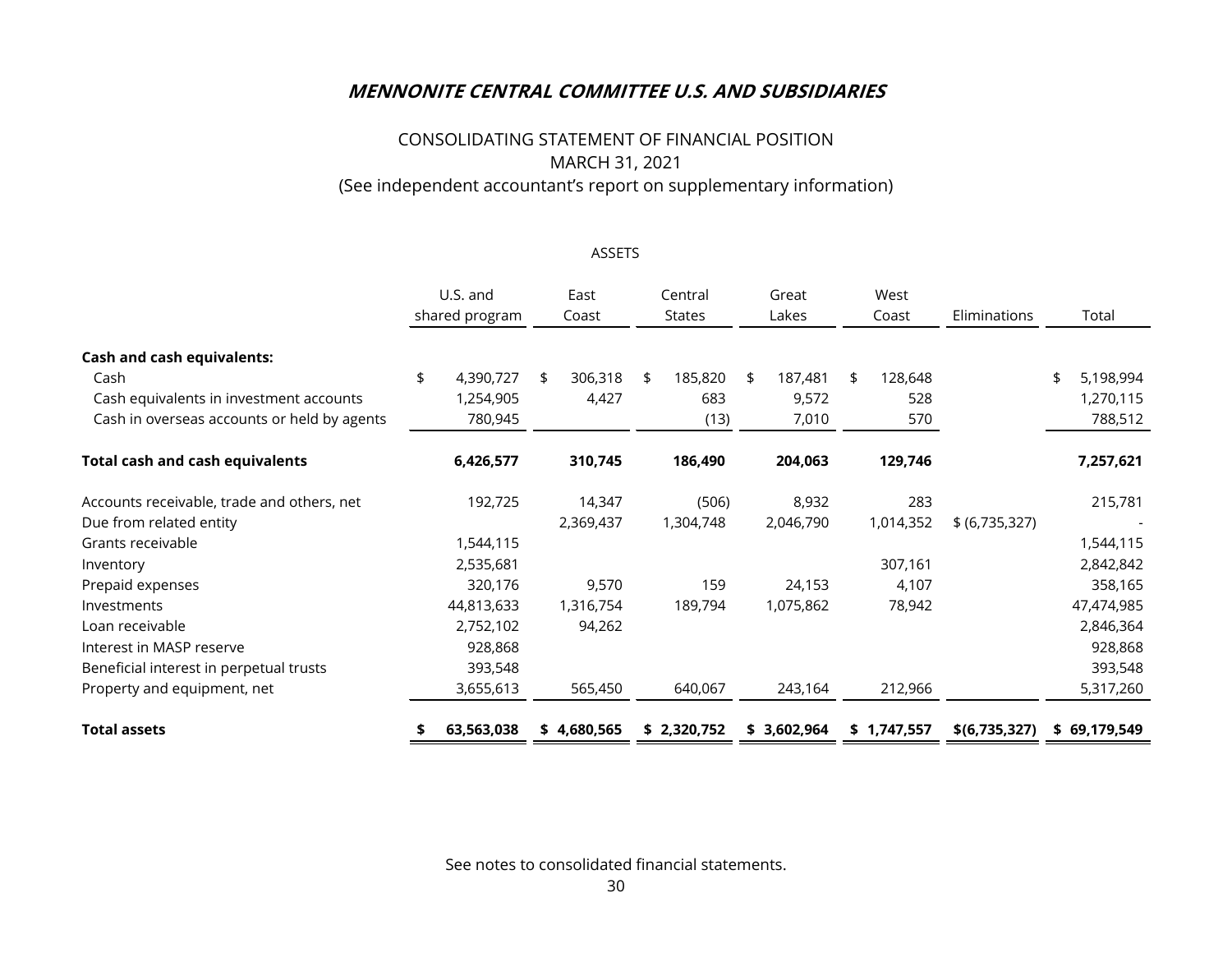# *MENNONITE CENTRAL COMMITTEE U.S. AND SUBSIDIARIES*

CONSOLIDATING STATEMENT OF FINANCIAL POSITION
MARCH 31, 2021
(See independent accountant's report on supplementary information)

ASSETS

| | U.S. and shared program | East Coast | Central States | Great Lakes | West Coast | Eliminations | Total |
|---|---|---|---|---|---|---|---|
| **Cash and cash equivalents:** | | | | | | | |
| Cash | $ 4,390,727 | $ 306,318 | $ 185,820 | $ 187,481 | $ 128,648 | | $ 5,198,994 |
| Cash equivalents in investment accounts | 1,254,905 | 4,427 | 683 | 9,572 | 528 | | 1,270,115 |
| Cash in overseas accounts or held by agents | 780,945 | | (13) | 7,010 | 570 | | 788,512 |
| **Total cash and cash equivalents** | **6,426,577** | **310,745** | **186,490** | **204,063** | **129,746** | | **7,257,621** |
| Accounts receivable, trade and others, net | 192,725 | 14,347 | (506) | 8,932 | 283 | | 215,781 |
| Due from related entity | | 2,369,437 | 1,304,748 | 2,046,790 | 1,014,352 | $ (6,735,327) | - |
| Grants receivable | 1,544,115 | | | | | | 1,544,115 |
| Inventory | 2,535,681 | | | | 307,161 | | 2,842,842 |
| Prepaid expenses | 320,176 | 9,570 | 159 | 24,153 | 4,107 | | 358,165 |
| Investments | 44,813,633 | 1,316,754 | 189,794 | 1,075,862 | 78,942 | | 47,474,985 |
| Loan receivable | 2,752,102 | 94,262 | | | | | 2,846,364 |
| Interest in MASP reserve | 928,868 | | | | | | 928,868 |
| Beneficial interest in perpetual trusts | 393,548 | | | | | | 393,548 |
| Property and equipment, net | 3,655,613 | 565,450 | 640,067 | 243,164 | 212,966 | | 5,317,260 |
| **Total assets** | **$ 63,563,038** | **$ 4,680,565** | **$ 2,320,752** | **$ 3,602,964** | **$ 1,747,557** | **$(6,735,327)** | **$ 69,179,549** |

See notes to consolidated financial statements.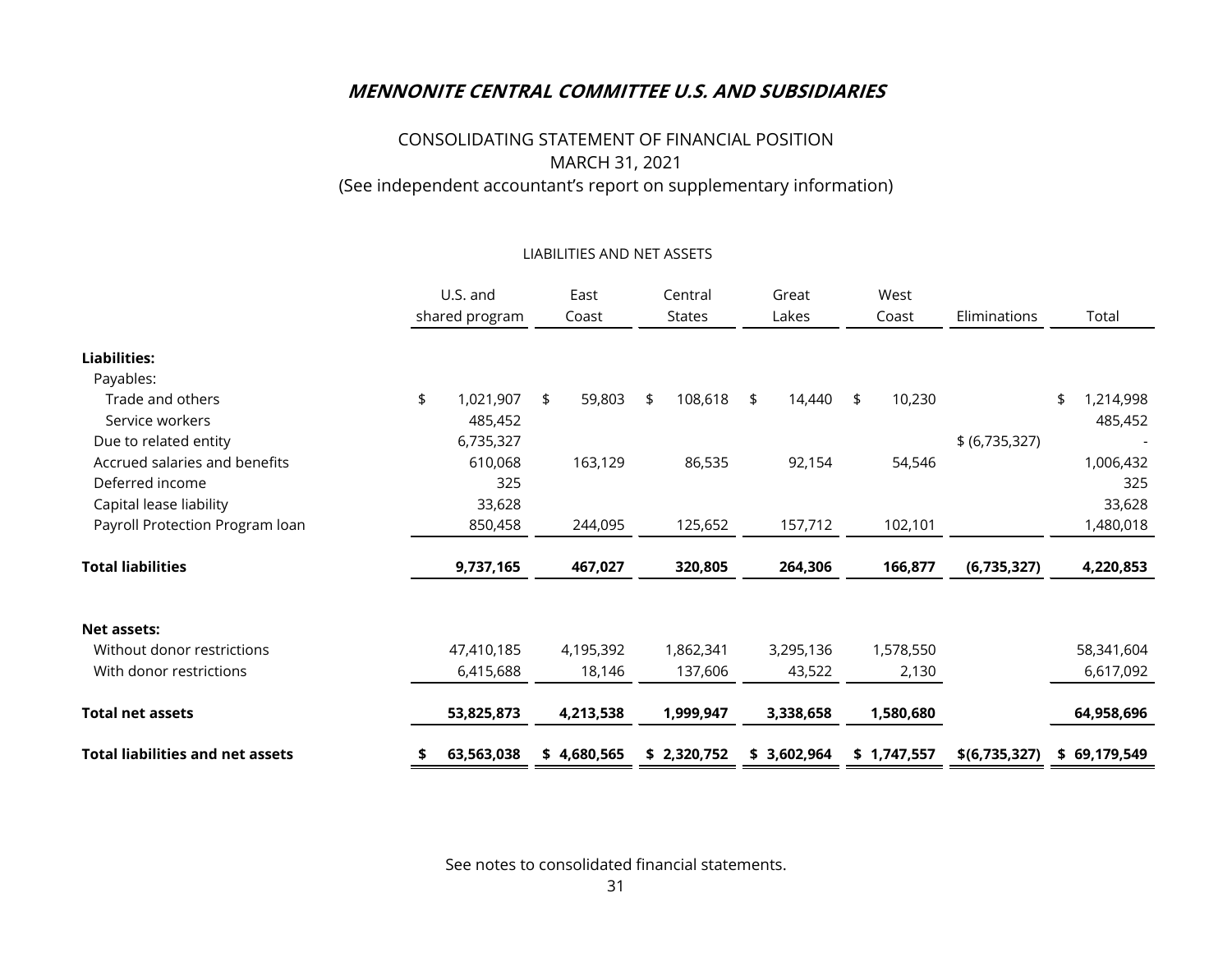## *MENNONITE CENTRAL COMMITTEE U.S. AND SUBSIDIARIES*

CONSOLIDATING STATEMENT OF FINANCIAL POSITION
MARCH 31, 2021
(See independent accountant's report on supplementary information)

LIABILITIES AND NET ASSETS

| | U.S. and shared program | East Coast | Central States | Great Lakes | West Coast | Eliminations | Total |
|---|---|---|---|---|---|---|---|
| **Liabilities:** | | | | | | | |
| Payables: | | | | | | | |
| Trade and others | $ 1,021,907 | $ 59,803 | $ 108,618 | $ 14,440 | $ 10,230 | | $ 1,214,998 |
| Service workers | 485,452 | | | | | | 485,452 |
| Due to related entity | 6,735,327 | | | | | $ (6,735,327) | - |
| Accrued salaries and benefits | 610,068 | 163,129 | 86,535 | 92,154 | 54,546 | | 1,006,432 |
| Deferred income | 325 | | | | | | 325 |
| Capital lease liability | 33,628 | | | | | | 33,628 |
| Payroll Protection Program loan | 850,458 | 244,095 | 125,652 | 157,712 | 102,101 | | 1,480,018 |
| **Total liabilities** | **9,737,165** | **467,027** | **320,805** | **264,306** | **166,877** | **(6,735,327)** | **4,220,853** |
| **Net assets:** | | | | | | | |
| Without donor restrictions | 47,410,185 | 4,195,392 | 1,862,341 | 3,295,136 | 1,578,550 | | 58,341,604 |
| With donor restrictions | 6,415,688 | 18,146 | 137,606 | 43,522 | 2,130 | | 6,617,092 |
| **Total net assets** | **53,825,873** | **4,213,538** | **1,999,947** | **3,338,658** | **1,580,680** | | **64,958,696** |
| **Total liabilities and net assets** | **$ 63,563,038** | **$ 4,680,565** | **$ 2,320,752** | **$ 3,602,964** | **$ 1,747,557** | **$(6,735,327)** | **$ 69,179,549** |

See notes to consolidated financial statements.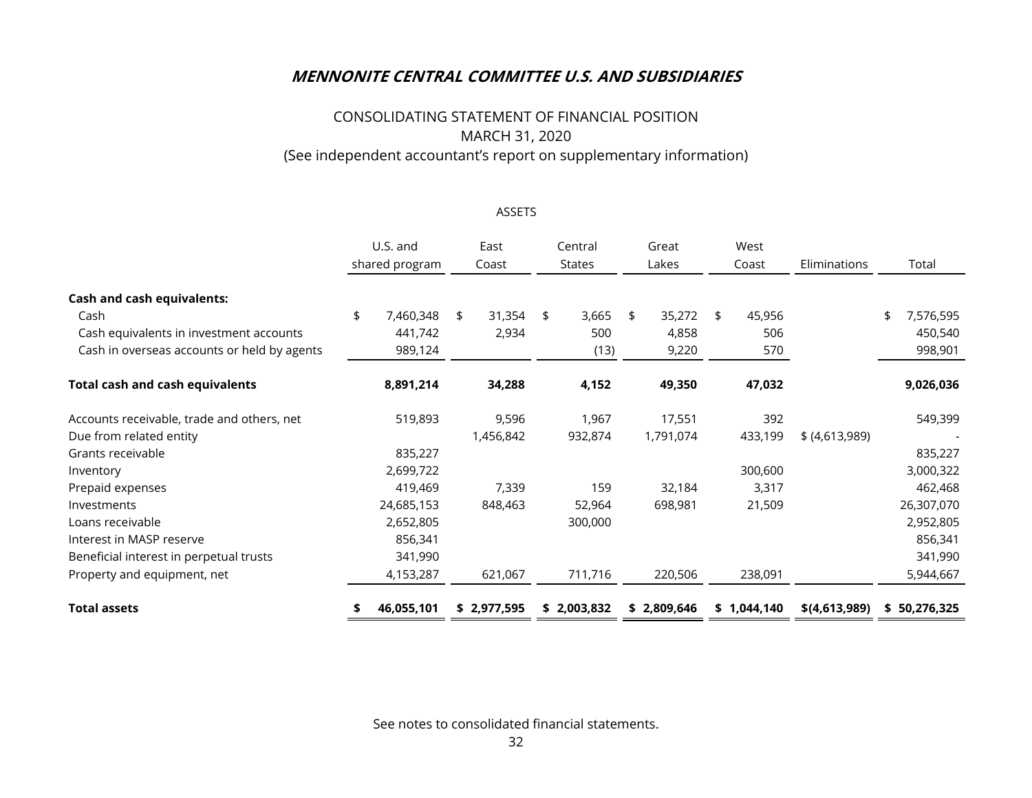# *MENNONITE CENTRAL COMMITTEE U.S. AND SUBSIDIARIES*

CONSOLIDATING STATEMENT OF FINANCIAL POSITION
MARCH 31, 2020
(See independent accountant's report on supplementary information)

ASSETS

| | U.S. and shared program | East Coast | Central States | Great Lakes | West Coast | Eliminations | Total |
|---|---|---|---|---|---|---|---|
| **Cash and cash equivalents:** | | | | | | | |
| Cash | $ 7,460,348 | $ 31,354 | $ 3,665 | $ 35,272 | $ 45,956 | | $ 7,576,595 |
| Cash equivalents in investment accounts | 441,742 | 2,934 | 500 | 4,858 | 506 | | 450,540 |
| Cash in overseas accounts or held by agents | 989,124 | | (13) | 9,220 | 570 | | 998,901 |
| **Total cash and cash equivalents** | **8,891,214** | **34,288** | **4,152** | **49,350** | **47,032** | | **9,026,036** |
| Accounts receivable, trade and others, net | 519,893 | 9,596 | 1,967 | 17,551 | 392 | | 549,399 |
| Due from related entity | | 1,456,842 | 932,874 | 1,791,074 | 433,199 | $ (4,613,989) | - |
| Grants receivable | 835,227 | | | | | | 835,227 |
| Inventory | 2,699,722 | | | | 300,600 | | 3,000,322 |
| Prepaid expenses | 419,469 | 7,339 | 159 | 32,184 | 3,317 | | 462,468 |
| Investments | 24,685,153 | 848,463 | 52,964 | 698,981 | 21,509 | | 26,307,070 |
| Loans receivable | 2,652,805 | | 300,000 | | | | 2,952,805 |
| Interest in MASP reserve | 856,341 | | | | | | 856,341 |
| Beneficial interest in perpetual trusts | 341,990 | | | | | | 341,990 |
| Property and equipment, net | 4,153,287 | 621,067 | 711,716 | 220,506 | 238,091 | | 5,944,667 |
| **Total assets** | **$ 46,055,101** | **$ 2,977,595** | **$ 2,003,832** | **$ 2,809,646** | **$ 1,044,140** | **$(4,613,989)** | **$ 50,276,325** |

See notes to consolidated financial statements.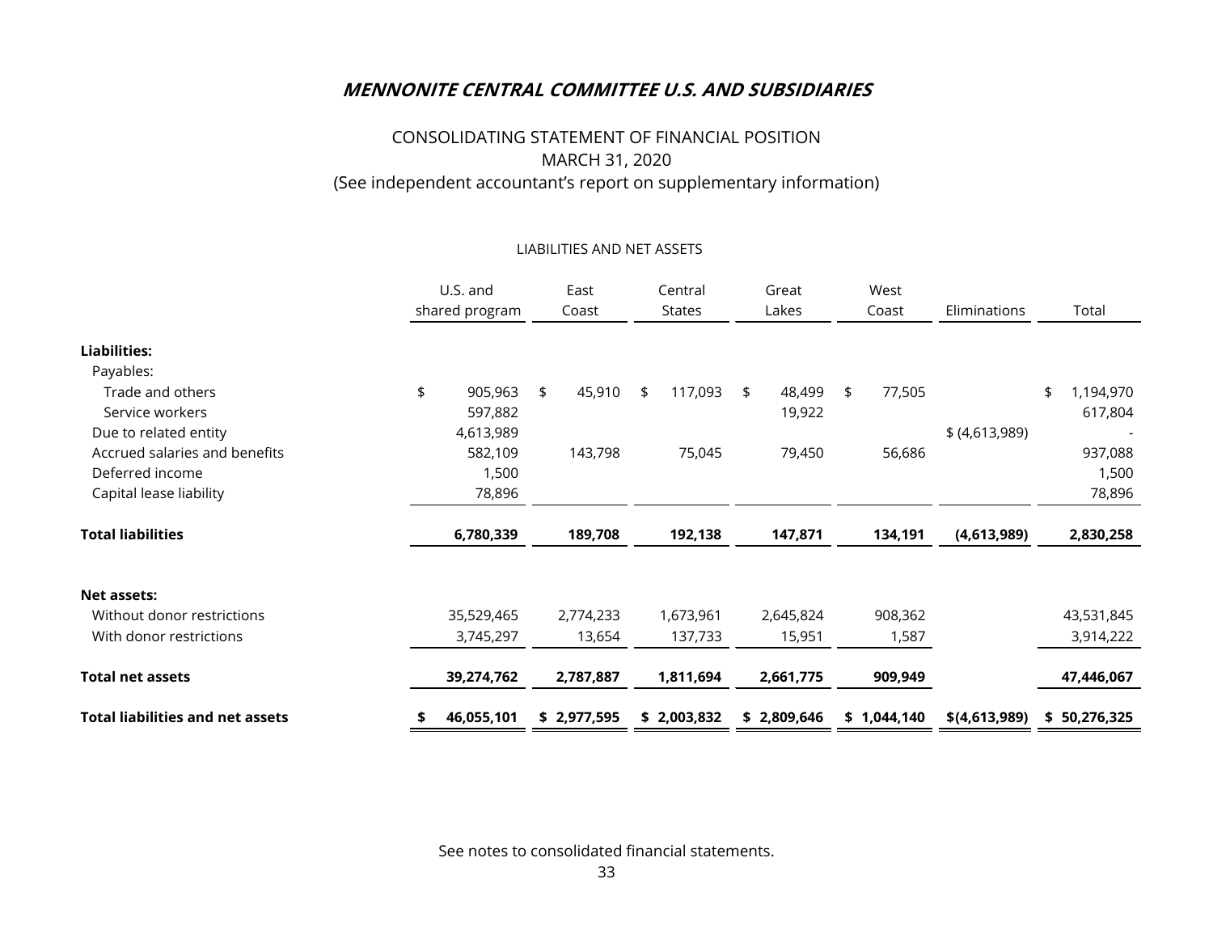# *MENNONITE CENTRAL COMMITTEE U.S. AND SUBSIDIARIES*

CONSOLIDATING STATEMENT OF FINANCIAL POSITION
MARCH 31, 2020
(See independent accountant's report on supplementary information)

LIABILITIES AND NET ASSETS

| | U.S. and shared program | East Coast | Central States | Great Lakes | West Coast | Eliminations | Total |
|---|---|---|---|---|---|---|---|
| **Liabilities:** | | | | | | | |
| Payables: | | | | | | | |
| Trade and others | $ 905,963 | $ 45,910 | $ 117,093 | $ 48,499 | $ 77,505 | | $ 1,194,970 |
| Service workers | 597,882 | | | 19,922 | | | 617,804 |
| Due to related entity | 4,613,989 | | | | | $ (4,613,989) | - |
| Accrued salaries and benefits | 582,109 | 143,798 | 75,045 | 79,450 | 56,686 | | 937,088 |
| Deferred income | 1,500 | | | | | | 1,500 |
| Capital lease liability | 78,896 | | | | | | 78,896 |
| **Total liabilities** | **6,780,339** | **189,708** | **192,138** | **147,871** | **134,191** | **(4,613,989)** | **2,830,258** |
| **Net assets:** | | | | | | | |
| Without donor restrictions | 35,529,465 | 2,774,233 | 1,673,961 | 2,645,824 | 908,362 | | 43,531,845 |
| With donor restrictions | 3,745,297 | 13,654 | 137,733 | 15,951 | 1,587 | | 3,914,222 |
| **Total net assets** | **39,274,762** | **2,787,887** | **1,811,694** | **2,661,775** | **909,949** | | **47,446,067** |
| **Total liabilities and net assets** | **$ 46,055,101** | **$ 2,977,595** | **$ 2,003,832** | **$ 2,809,646** | **$ 1,044,140** | **$(4,613,989)** | **$ 50,276,325** |

See notes to consolidated financial statements.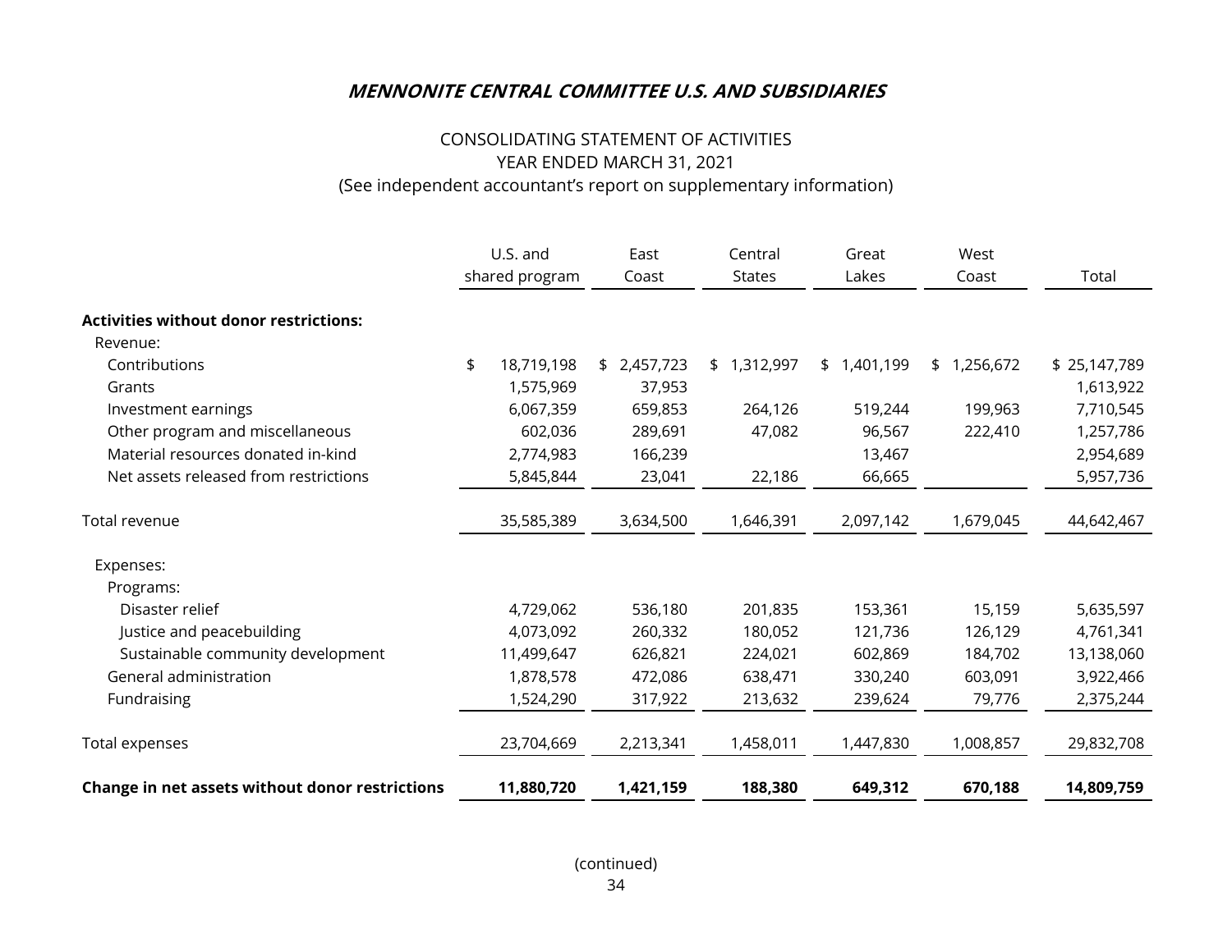***MENNONITE CENTRAL COMMITTEE U.S. AND SUBSIDIARIES***

CONSOLIDATING STATEMENT OF ACTIVITIES
YEAR ENDED MARCH 31, 2021
(See independent accountant's report on supplementary information)

| | U.S. and shared program | East Coast | Central States | Great Lakes | West Coast | Total |
|---|---|---|---|---|---|---|
| **Activities without donor restrictions:** | | | | | | |
| Revenue: | | | | | | |
| Contributions | $ 18,719,198 | $ 2,457,723 | $ 1,312,997 | $ 1,401,199 | $ 1,256,672 | $ 25,147,789 |
| Grants | 1,575,969 | 37,953 | | | | 1,613,922 |
| Investment earnings | 6,067,359 | 659,853 | 264,126 | 519,244 | 199,963 | 7,710,545 |
| Other program and miscellaneous | 602,036 | 289,691 | 47,082 | 96,567 | 222,410 | 1,257,786 |
| Material resources donated in-kind | 2,774,983 | 166,239 | | 13,467 | | 2,954,689 |
| Net assets released from restrictions | 5,845,844 | 23,041 | 22,186 | 66,665 | | 5,957,736 |
| Total revenue | 35,585,389 | 3,634,500 | 1,646,391 | 2,097,142 | 1,679,045 | 44,642,467 |
| Expenses: | | | | | | |
| Programs: | | | | | | |
| Disaster relief | 4,729,062 | 536,180 | 201,835 | 153,361 | 15,159 | 5,635,597 |
| Justice and peacebuilding | 4,073,092 | 260,332 | 180,052 | 121,736 | 126,129 | 4,761,341 |
| Sustainable community development | 11,499,647 | 626,821 | 224,021 | 602,869 | 184,702 | 13,138,060 |
| General administration | 1,878,578 | 472,086 | 638,471 | 330,240 | 603,091 | 3,922,466 |
| Fundraising | 1,524,290 | 317,922 | 213,632 | 239,624 | 79,776 | 2,375,244 |
| Total expenses | 23,704,669 | 2,213,341 | 1,458,011 | 1,447,830 | 1,008,857 | 29,832,708 |
| **Change in net assets without donor restrictions** | **11,880,720** | **1,421,159** | **188,380** | **649,312** | **670,188** | **14,809,759** |

(continued)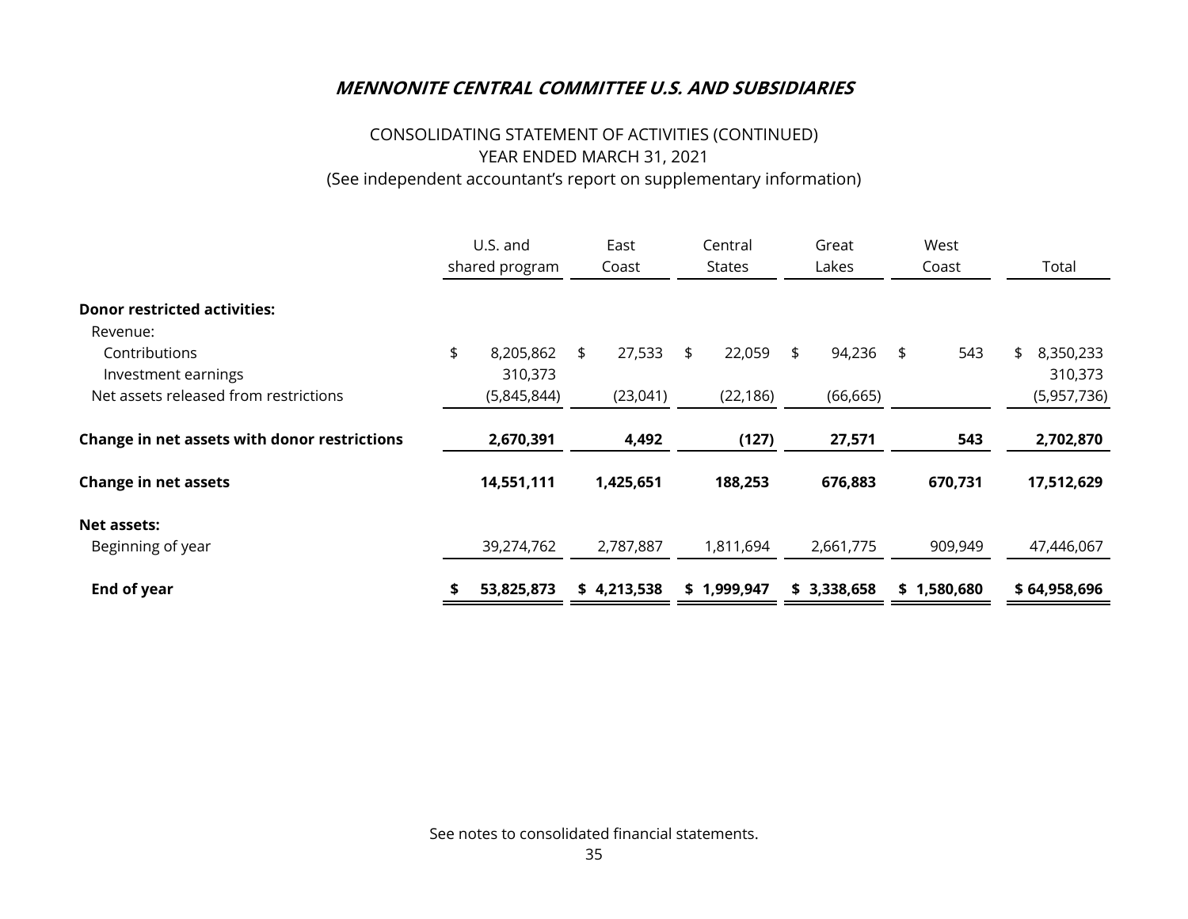## *MENNONITE CENTRAL COMMITTEE U.S. AND SUBSIDIARIES*

CONSOLIDATING STATEMENT OF ACTIVITIES (CONTINUED)
YEAR ENDED MARCH 31, 2021
(See independent accountant's report on supplementary information)

| | U.S. and shared program | East Coast | Central States | Great Lakes | West Coast | Total |
|---|---|---|---|---|---|---|
| **Donor restricted activities:** | | | | | | |
| Revenue: | | | | | | |
| Contributions | $ 8,205,862 | $ 27,533 | $ 22,059 | $ 94,236 | $ 543 | $ 8,350,233 |
| Investment earnings | 310,373 | | | | | 310,373 |
| Net assets released from restrictions | (5,845,844) | (23,041) | (22,186) | (66,665) | | (5,957,736) |
| **Change in net assets with donor restrictions** | **2,670,391** | **4,492** | **(127)** | **27,571** | **543** | **2,702,870** |
| **Change in net assets** | **14,551,111** | **1,425,651** | **188,253** | **676,883** | **670,731** | **17,512,629** |
| **Net assets:** | | | | | | |
| Beginning of year | 39,274,762 | 2,787,887 | 1,811,694 | 2,661,775 | 909,949 | 47,446,067 |
| **End of year** | **$ 53,825,873** | **$ 4,213,538** | **$ 1,999,947** | **$ 3,338,658** | **$ 1,580,680** | **$ 64,958,696** |

See notes to consolidated financial statements.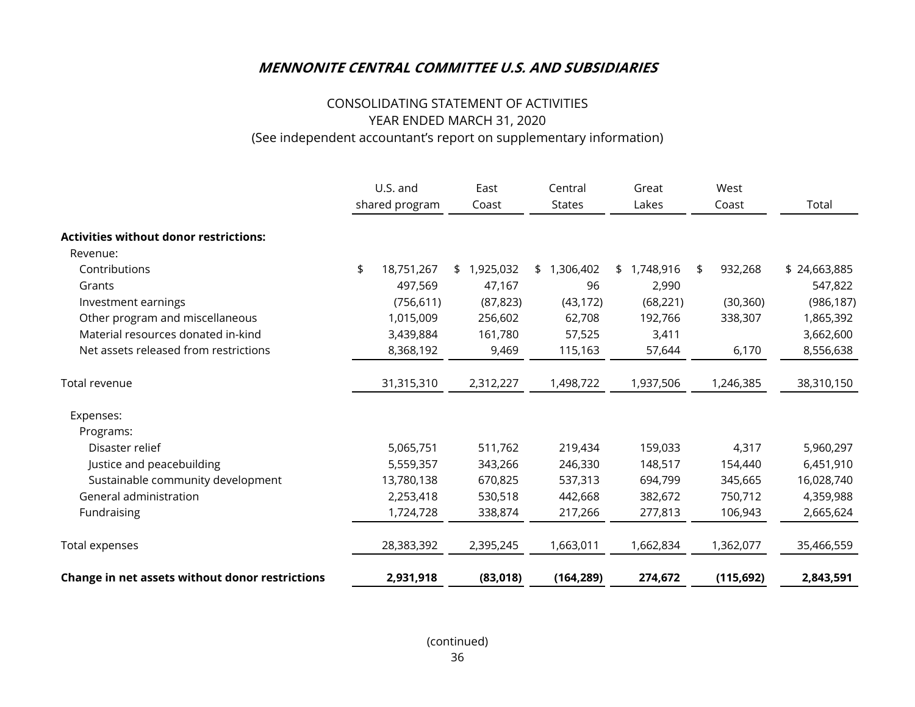## *MENNONITE CENTRAL COMMITTEE U.S. AND SUBSIDIARIES*

CONSOLIDATING STATEMENT OF ACTIVITIES
YEAR ENDED MARCH 31, 2020
(See independent accountant's report on supplementary information)

| | U.S. and shared program | East Coast | Central States | Great Lakes | West Coast | Total |
|---|---|---|---|---|---|---|
| **Activities without donor restrictions:** | | | | | | |
| Revenue: | | | | | | |
| Contributions | $ 18,751,267 | $ 1,925,032 | $ 1,306,402 | $ 1,748,916 | $ 932,268 | $ 24,663,885 |
| Grants | 497,569 | 47,167 | 96 | 2,990 | | 547,822 |
| Investment earnings | (756,611) | (87,823) | (43,172) | (68,221) | (30,360) | (986,187) |
| Other program and miscellaneous | 1,015,009 | 256,602 | 62,708 | 192,766 | 338,307 | 1,865,392 |
| Material resources donated in-kind | 3,439,884 | 161,780 | 57,525 | 3,411 | | 3,662,600 |
| Net assets released from restrictions | 8,368,192 | 9,469 | 115,163 | 57,644 | 6,170 | 8,556,638 |
| Total revenue | 31,315,310 | 2,312,227 | 1,498,722 | 1,937,506 | 1,246,385 | 38,310,150 |
| Expenses: | | | | | | |
| Programs: | | | | | | |
| Disaster relief | 5,065,751 | 511,762 | 219,434 | 159,033 | 4,317 | 5,960,297 |
| Justice and peacebuilding | 5,559,357 | 343,266 | 246,330 | 148,517 | 154,440 | 6,451,910 |
| Sustainable community development | 13,780,138 | 670,825 | 537,313 | 694,799 | 345,665 | 16,028,740 |
| General administration | 2,253,418 | 530,518 | 442,668 | 382,672 | 750,712 | 4,359,988 |
| Fundraising | 1,724,728 | 338,874 | 217,266 | 277,813 | 106,943 | 2,665,624 |
| Total expenses | 28,383,392 | 2,395,245 | 1,663,011 | 1,662,834 | 1,362,077 | 35,466,559 |
| **Change in net assets without donor restrictions** | **2,931,918** | **(83,018)** | **(164,289)** | **274,672** | **(115,692)** | **2,843,591** |

(continued)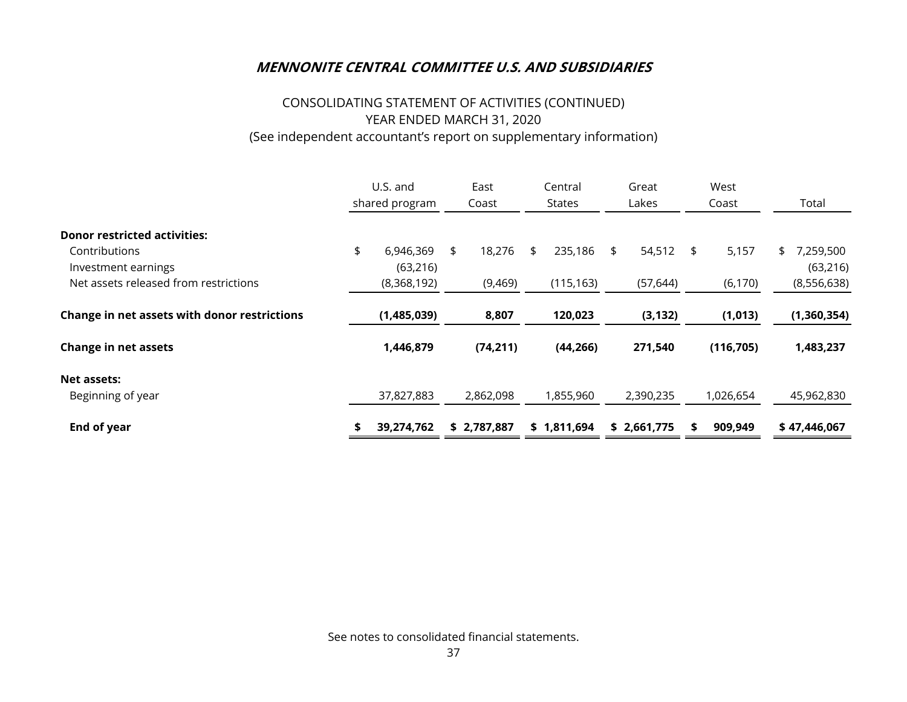**_MENNONITE CENTRAL COMMITTEE U.S. AND SUBSIDIARIES_**

CONSOLIDATING STATEMENT OF ACTIVITIES (CONTINUED)
YEAR ENDED MARCH 31, 2020
(See independent accountant's report on supplementary information)

| | U.S. and shared program | East Coast | Central States | Great Lakes | West Coast | Total |
|---|---|---|---|---|---|---|
| **Donor restricted activities:** | | | | | | |
| Contributions | $ 6,946,369 | $ 18,276 | $ 235,186 | $ 54,512 | $ 5,157 | $ 7,259,500 |
| Investment earnings | (63,216) | | | | | (63,216) |
| Net assets released from restrictions | (8,368,192) | (9,469) | (115,163) | (57,644) | (6,170) | (8,556,638) |
| **Change in net assets with donor restrictions** | **(1,485,039)** | **8,807** | **120,023** | **(3,132)** | **(1,013)** | **(1,360,354)** |
| **Change in net assets** | **1,446,879** | **(74,211)** | **(44,266)** | **271,540** | **(116,705)** | **1,483,237** |
| **Net assets:** | | | | | | |
| Beginning of year | 37,827,883 | 2,862,098 | 1,855,960 | 2,390,235 | 1,026,654 | 45,962,830 |
| **End of year** | **$ 39,274,762** | **$ 2,787,887** | **$ 1,811,694** | **$ 2,661,775** | **$ 909,949** | **$ 47,446,067** |

See notes to consolidated financial statements.